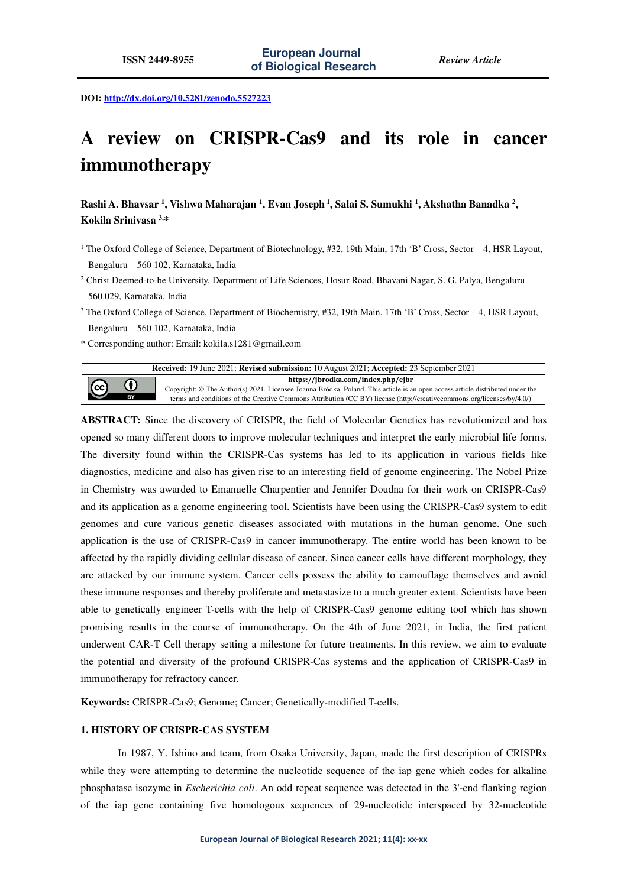ISSN 2449-8955

European Journal of Biological Research

*Review Article*

**DOI:** [http://dx.doi.org/10.5281/zenodo.5527223](http://dx.doi.org/10.5281/zenodo.5527223)

# A review on CRISPR-Cas9 and its role in cancer immunotherapy

**Rashi A. Bhavsar [1], Vishwa Maharajan [1], Evan Joseph [1], Salai S. Sumukhi [1], Akshatha Banadka [2], Kokila Srinivasa [3,*]**

[1] The Oxford College of Science, Department of Biotechnology, #32, 19th Main, 17th 'B' Cross, Sector – 4, HSR Layout, Bengaluru – 560 102, Karnataka, India

[2] Christ Deemed-to-be University, Department of Life Sciences, Hosur Road, Bhavani Nagar, S. G. Palya, Bengaluru – 560 029, Karnataka, India

[3] The Oxford College of Science, Department of Biochemistry, #32, 19th Main, 17th 'B' Cross, Sector – 4, HSR Layout, Bengaluru – 560 102, Karnataka, India

* Corresponding author: Email: kokila.s1281@gmail.com

**Received:** 19 June 2021; **Revised submission:** 10 August 2021; **Accepted:** 23 September 2021

**https://jbrodka.com/index.php/ejbr**

Copyright: © The Author(s) 2021. Licensee Joanna Bródka, Poland. This article is an open access article distributed under the terms and conditions of the Creative Commons Attribution (CC BY) license (http://creativecommons.org/licenses/by/4.0/)

**ABSTRACT:** Since the discovery of CRISPR, the field of Molecular Genetics has revolutionized and has opened so many different doors to improve molecular techniques and interpret the early microbial life forms. The diversity found within the CRISPR-Cas systems has led to its application in various fields like diagnostics, medicine and also has given rise to an interesting field of genome engineering. The Nobel Prize in Chemistry was awarded to Emanuelle Charpentier and Jennifer Doudna for their work on CRISPR-Cas9 and its application as a genome engineering tool. Scientists have been using the CRISPR-Cas9 system to edit genomes and cure various genetic diseases associated with mutations in the human genome. One such application is the use of CRISPR-Cas9 in cancer immunotherapy. The entire world has been known to be affected by the rapidly dividing cellular disease of cancer. Since cancer cells have different morphology, they are attacked by our immune system. Cancer cells possess the ability to camouflage themselves and avoid these immune responses and thereby proliferate and metastasize to a much greater extent. Scientists have been able to genetically engineer T-cells with the help of CRISPR-Cas9 genome editing tool which has shown promising results in the course of immunotherapy. On the 4th of June 2021, in India, the first patient underwent CAR-T Cell therapy setting a milestone for future treatments. In this review, we aim to evaluate the potential and diversity of the profound CRISPR-Cas systems and the application of CRISPR-Cas9 in immunotherapy for refractory cancer.

**Keywords:** CRISPR-Cas9; Genome; Cancer; Genetically-modified T-cells.

## 1. HISTORY OF CRISPR-CAS SYSTEM

In 1987, Y. Ishino and team, from Osaka University, Japan, made the first description of CRISPRs while they were attempting to determine the nucleotide sequence of the iap gene which codes for alkaline phosphatase isozyme in *Escherichia coli*. An odd repeat sequence was detected in the 3'-end flanking region of the iap gene containing five homologous sequences of 29-nucleotide interspaced by 32-nucleotide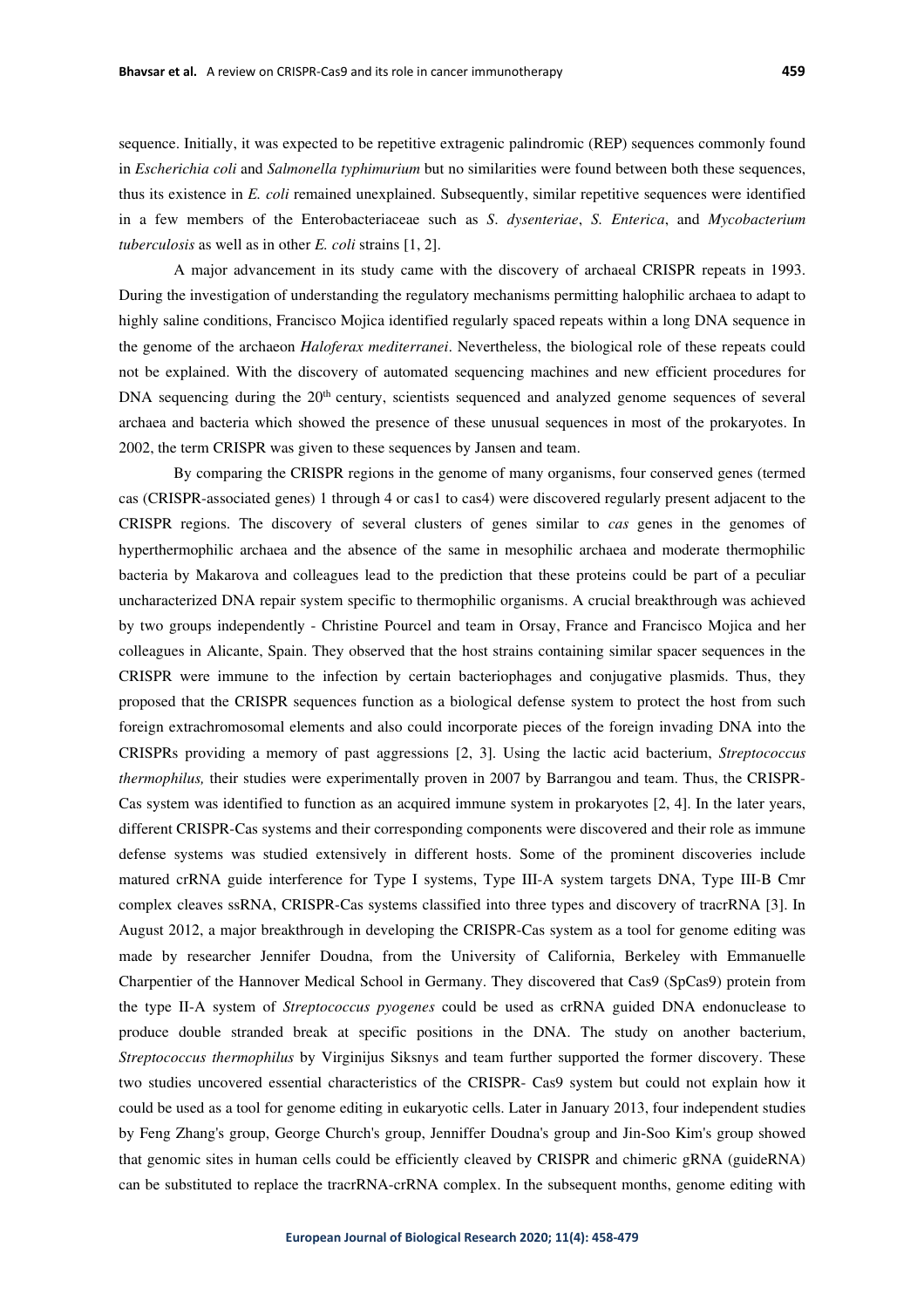sequence. Initially, it was expected to be repetitive extragenic palindromic (REP) sequences commonly found in *Escherichia coli* and *Salmonella typhimurium* but no similarities were found between both these sequences, thus its existence in *E. coli* remained unexplained. Subsequently, similar repetitive sequences were identified in a few members of the Enterobacteriaceae such as *S. dysenteriae*, *S. Enterica*, and *Mycobacterium tuberculosis* as well as in other *E. coli* strains [1, 2].

A major advancement in its study came with the discovery of archaeal CRISPR repeats in 1993. During the investigation of understanding the regulatory mechanisms permitting halophilic archaea to adapt to highly saline conditions, Francisco Mojica identified regularly spaced repeats within a long DNA sequence in the genome of the archaeon *Haloferax mediterranei*. Nevertheless, the biological role of these repeats could not be explained. With the discovery of automated sequencing machines and new efficient procedures for DNA sequencing during the 20[th] century, scientists sequenced and analyzed genome sequences of several archaea and bacteria which showed the presence of these unusual sequences in most of the prokaryotes. In 2002, the term CRISPR was given to these sequences by Jansen and team.

By comparing the CRISPR regions in the genome of many organisms, four conserved genes (termed cas (CRISPR-associated genes) 1 through 4 or cas1 to cas4) were discovered regularly present adjacent to the CRISPR regions. The discovery of several clusters of genes similar to *cas* genes in the genomes of hyperthermophilic archaea and the absence of the same in mesophilic archaea and moderate thermophilic bacteria by Makarova and colleagues lead to the prediction that these proteins could be part of a peculiar uncharacterized DNA repair system specific to thermophilic organisms. A crucial breakthrough was achieved by two groups independently - Christine Pourcel and team in Orsay, France and Francisco Mojica and her colleagues in Alicante, Spain. They observed that the host strains containing similar spacer sequences in the CRISPR were immune to the infection by certain bacteriophages and conjugative plasmids. Thus, they proposed that the CRISPR sequences function as a biological defense system to protect the host from such foreign extrachromosomal elements and also could incorporate pieces of the foreign invading DNA into the CRISPRs providing a memory of past aggressions [2, 3]. Using the lactic acid bacterium, *Streptococcus thermophilus,* their studies were experimentally proven in 2007 by Barrangou and team. Thus, the CRISPR-Cas system was identified to function as an acquired immune system in prokaryotes [2, 4]. In the later years, different CRISPR-Cas systems and their corresponding components were discovered and their role as immune defense systems was studied extensively in different hosts. Some of the prominent discoveries include matured crRNA guide interference for Type I systems, Type III-A system targets DNA, Type III-B Cmr complex cleaves ssRNA, CRISPR-Cas systems classified into three types and discovery of tracrRNA [3]. In August 2012, a major breakthrough in developing the CRISPR-Cas system as a tool for genome editing was made by researcher Jennifer Doudna, from the University of California, Berkeley with Emmanuelle Charpentier of the Hannover Medical School in Germany. They discovered that Cas9 (SpCas9) protein from the type II-A system of *Streptococcus pyogenes* could be used as crRNA guided DNA endonuclease to produce double stranded break at specific positions in the DNA. The study on another bacterium, *Streptococcus thermophilus* by Virginijus Siksnys and team further supported the former discovery. These two studies uncovered essential characteristics of the CRISPR- Cas9 system but could not explain how it could be used as a tool for genome editing in eukaryotic cells. Later in January 2013, four independent studies by Feng Zhang's group, George Church's group, Jenniffer Doudna's group and Jin-Soo Kim's group showed that genomic sites in human cells could be efficiently cleaved by CRISPR and chimeric gRNA (guideRNA) can be substituted to replace the tracrRNA-crRNA complex. In the subsequent months, genome editing with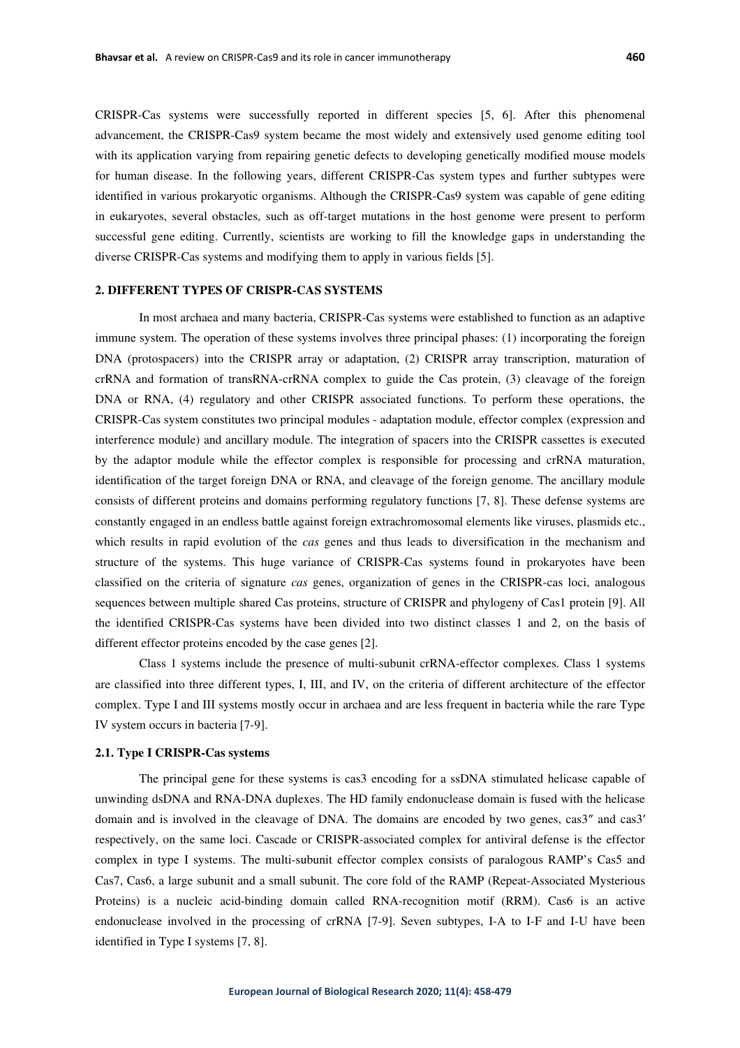CRISPR-Cas systems were successfully reported in different species [5, 6]. After this phenomenal advancement, the CRISPR-Cas9 system became the most widely and extensively used genome editing tool with its application varying from repairing genetic defects to developing genetically modified mouse models for human disease. In the following years, different CRISPR-Cas system types and further subtypes were identified in various prokaryotic organisms. Although the CRISPR-Cas9 system was capable of gene editing in eukaryotes, several obstacles, such as off-target mutations in the host genome were present to perform successful gene editing. Currently, scientists are working to fill the knowledge gaps in understanding the diverse CRISPR-Cas systems and modifying them to apply in various fields [5].

## 2. DIFFERENT TYPES OF CRISPR-CAS SYSTEMS

In most archaea and many bacteria, CRISPR-Cas systems were established to function as an adaptive immune system. The operation of these systems involves three principal phases: (1) incorporating the foreign DNA (protospacers) into the CRISPR array or adaptation, (2) CRISPR array transcription, maturation of crRNA and formation of transRNA-crRNA complex to guide the Cas protein, (3) cleavage of the foreign DNA or RNA, (4) regulatory and other CRISPR associated functions. To perform these operations, the CRISPR-Cas system constitutes two principal modules - adaptation module, effector complex (expression and interference module) and ancillary module. The integration of spacers into the CRISPR cassettes is executed by the adaptor module while the effector complex is responsible for processing and crRNA maturation, identification of the target foreign DNA or RNA, and cleavage of the foreign genome. The ancillary module consists of different proteins and domains performing regulatory functions [7, 8]. These defense systems are constantly engaged in an endless battle against foreign extrachromosomal elements like viruses, plasmids etc., which results in rapid evolution of the *cas* genes and thus leads to diversification in the mechanism and structure of the systems. This huge variance of CRISPR-Cas systems found in prokaryotes have been classified on the criteria of signature *cas* genes, organization of genes in the CRISPR-cas loci, analogous sequences between multiple shared Cas proteins, structure of CRISPR and phylogeny of Cas1 protein [9]. All the identified CRISPR-Cas systems have been divided into two distinct classes 1 and 2, on the basis of different effector proteins encoded by the case genes [2].

Class 1 systems include the presence of multi-subunit crRNA-effector complexes. Class 1 systems are classified into three different types, I, III, and IV, on the criteria of different architecture of the effector complex. Type I and III systems mostly occur in archaea and are less frequent in bacteria while the rare Type IV system occurs in bacteria [7-9].

### 2.1. Type I CRISPR-Cas systems

The principal gene for these systems is cas3 encoding for a ssDNA stimulated helicase capable of unwinding dsDNA and RNA-DNA duplexes. The HD family endonuclease domain is fused with the helicase domain and is involved in the cleavage of DNA. The domains are encoded by two genes, cas3″ and cas3′ respectively, on the same loci. Cascade or CRISPR-associated complex for antiviral defense is the effector complex in type I systems. The multi-subunit effector complex consists of paralogous RAMP's Cas5 and Cas7, Cas6, a large subunit and a small subunit. The core fold of the RAMP (Repeat-Associated Mysterious Proteins) is a nucleic acid-binding domain called RNA-recognition motif (RRM). Cas6 is an active endonuclease involved in the processing of crRNA [7-9]. Seven subtypes, I-A to I-F and I-U have been identified in Type I systems [7, 8].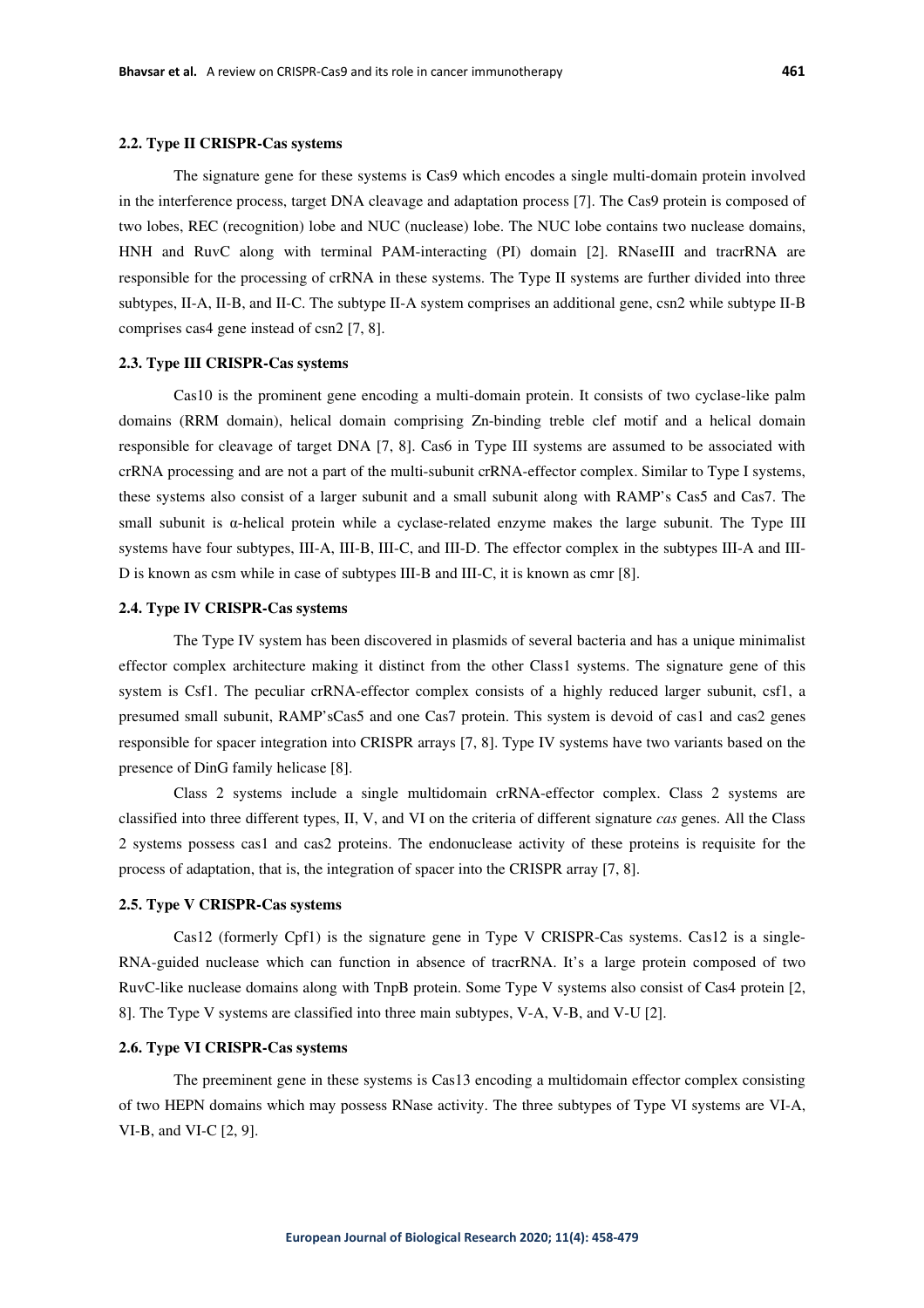### 2.2. Type II CRISPR-Cas systems

The signature gene for these systems is Cas9 which encodes a single multi-domain protein involved in the interference process, target DNA cleavage and adaptation process [7]. The Cas9 protein is composed of two lobes, REC (recognition) lobe and NUC (nuclease) lobe. The NUC lobe contains two nuclease domains, HNH and RuvC along with terminal PAM-interacting (PI) domain [2]. RNaseIII and tracrRNA are responsible for the processing of crRNA in these systems. The Type II systems are further divided into three subtypes, II-A, II-B, and II-C. The subtype II-A system comprises an additional gene, csn2 while subtype II-B comprises cas4 gene instead of csn2 [7, 8].

### 2.3. Type III CRISPR-Cas systems

Cas10 is the prominent gene encoding a multi-domain protein. It consists of two cyclase-like palm domains (RRM domain), helical domain comprising Zn-binding treble clef motif and a helical domain responsible for cleavage of target DNA [7, 8]. Cas6 in Type III systems are assumed to be associated with crRNA processing and are not a part of the multi-subunit crRNA-effector complex. Similar to Type I systems, these systems also consist of a larger subunit and a small subunit along with RAMP's Cas5 and Cas7. The small subunit is α-helical protein while a cyclase-related enzyme makes the large subunit. The Type III systems have four subtypes, III-A, III-B, III-C, and III-D. The effector complex in the subtypes III-A and III-D is known as csm while in case of subtypes III-B and III-C, it is known as cmr [8].

### 2.4. Type IV CRISPR-Cas systems

The Type IV system has been discovered in plasmids of several bacteria and has a unique minimalist effector complex architecture making it distinct from the other Class1 systems. The signature gene of this system is Csf1. The peculiar crRNA-effector complex consists of a highly reduced larger subunit, csf1, a presumed small subunit, RAMP'sCas5 and one Cas7 protein. This system is devoid of cas1 and cas2 genes responsible for spacer integration into CRISPR arrays [7, 8]. Type IV systems have two variants based on the presence of DinG family helicase [8].

Class 2 systems include a single multidomain crRNA-effector complex. Class 2 systems are classified into three different types, II, V, and VI on the criteria of different signature *cas* genes. All the Class 2 systems possess cas1 and cas2 proteins. The endonuclease activity of these proteins is requisite for the process of adaptation, that is, the integration of spacer into the CRISPR array [7, 8].

### 2.5. Type V CRISPR-Cas systems

Cas12 (formerly Cpf1) is the signature gene in Type V CRISPR-Cas systems. Cas12 is a single-RNA-guided nuclease which can function in absence of tracrRNA. It's a large protein composed of two RuvC-like nuclease domains along with TnpB protein. Some Type V systems also consist of Cas4 protein [2, 8]. The Type V systems are classified into three main subtypes, V-A, V-B, and V-U [2].

### 2.6. Type VI CRISPR-Cas systems

The preeminent gene in these systems is Cas13 encoding a multidomain effector complex consisting of two HEPN domains which may possess RNase activity. The three subtypes of Type VI systems are VI-A, VI-B, and VI-C [2, 9].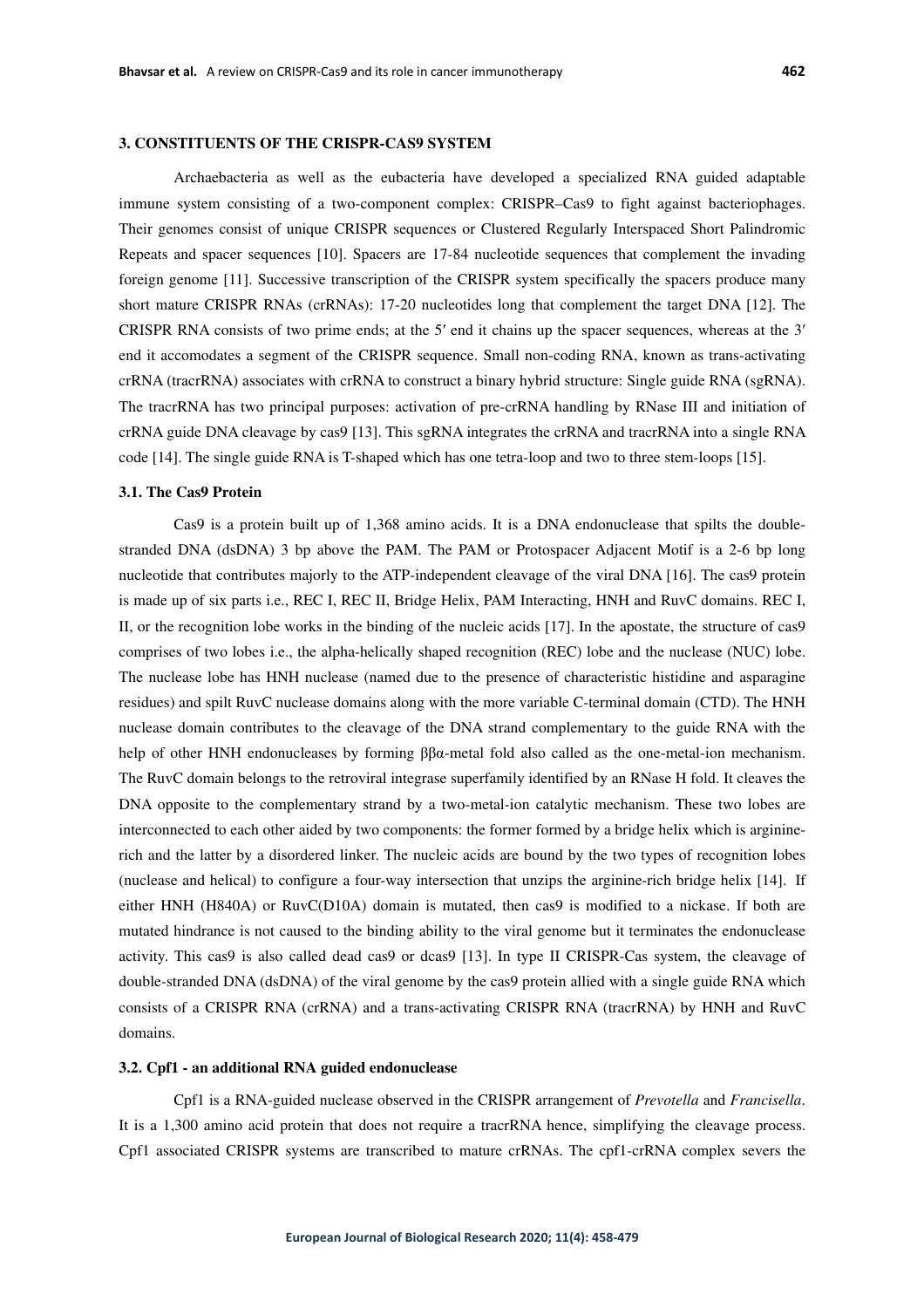### 3. CONSTITUENTS OF THE CRISPR-CAS9 SYSTEM

Archaebacteria as well as the eubacteria have developed a specialized RNA guided adaptable immune system consisting of a two-component complex: CRISPR–Cas9 to fight against bacteriophages. Their genomes consist of unique CRISPR sequences or Clustered Regularly Interspaced Short Palindromic Repeats and spacer sequences [10]. Spacers are 17-84 nucleotide sequences that complement the invading foreign genome [11]. Successive transcription of the CRISPR system specifically the spacers produce many short mature CRISPR RNAs (crRNAs): 17-20 nucleotides long that complement the target DNA [12]. The CRISPR RNA consists of two prime ends; at the 5′ end it chains up the spacer sequences, whereas at the 3′ end it accomodates a segment of the CRISPR sequence. Small non-coding RNA, known as trans-activating crRNA (tracrRNA) associates with crRNA to construct a binary hybrid structure: Single guide RNA (sgRNA). The tracrRNA has two principal purposes: activation of pre-crRNA handling by RNase III and initiation of crRNA guide DNA cleavage by cas9 [13]. This sgRNA integrates the crRNA and tracrRNA into a single RNA code [14]. The single guide RNA is T-shaped which has one tetra-loop and two to three stem-loops [15].

#### 3.1. The Cas9 Protein

Cas9 is a protein built up of 1,368 amino acids. It is a DNA endonuclease that spilts the double-stranded DNA (dsDNA) 3 bp above the PAM. The PAM or Protospacer Adjacent Motif is a 2-6 bp long nucleotide that contributes majorly to the ATP-independent cleavage of the viral DNA [16]. The cas9 protein is made up of six parts i.e., REC I, REC II, Bridge Helix, PAM Interacting, HNH and RuvC domains. REC I, II, or the recognition lobe works in the binding of the nucleic acids [17]. In the apostate, the structure of cas9 comprises of two lobes i.e., the alpha-helically shaped recognition (REC) lobe and the nuclease (NUC) lobe. The nuclease lobe has HNH nuclease (named due to the presence of characteristic histidine and asparagine residues) and spilt RuvC nuclease domains along with the more variable C-terminal domain (CTD). The HNH nuclease domain contributes to the cleavage of the DNA strand complementary to the guide RNA with the help of other HNH endonucleases by forming ββα-metal fold also called as the one-metal-ion mechanism. The RuvC domain belongs to the retroviral integrase superfamily identified by an RNase H fold. It cleaves the DNA opposite to the complementary strand by a two-metal-ion catalytic mechanism. These two lobes are interconnected to each other aided by two components: the former formed by a bridge helix which is arginine-rich and the latter by a disordered linker. The nucleic acids are bound by the two types of recognition lobes (nuclease and helical) to configure a four-way intersection that unzips the arginine-rich bridge helix [14]. If either HNH (H840A) or RuvC(D10A) domain is mutated, then cas9 is modified to a nickase. If both are mutated hindrance is not caused to the binding ability to the viral genome but it terminates the endonuclease activity. This cas9 is also called dead cas9 or dcas9 [13]. In type II CRISPR-Cas system, the cleavage of double-stranded DNA (dsDNA) of the viral genome by the cas9 protein allied with a single guide RNA which consists of a CRISPR RNA (crRNA) and a trans-activating CRISPR RNA (tracrRNA) by HNH and RuvC domains.

#### 3.2. Cpf1 - an additional RNA guided endonuclease

Cpf1 is a RNA-guided nuclease observed in the CRISPR arrangement of *Prevotella* and *Francisella*. It is a 1,300 amino acid protein that does not require a tracrRNA hence, simplifying the cleavage process. Cpf1 associated CRISPR systems are transcribed to mature crRNAs. The cpf1-crRNA complex severs the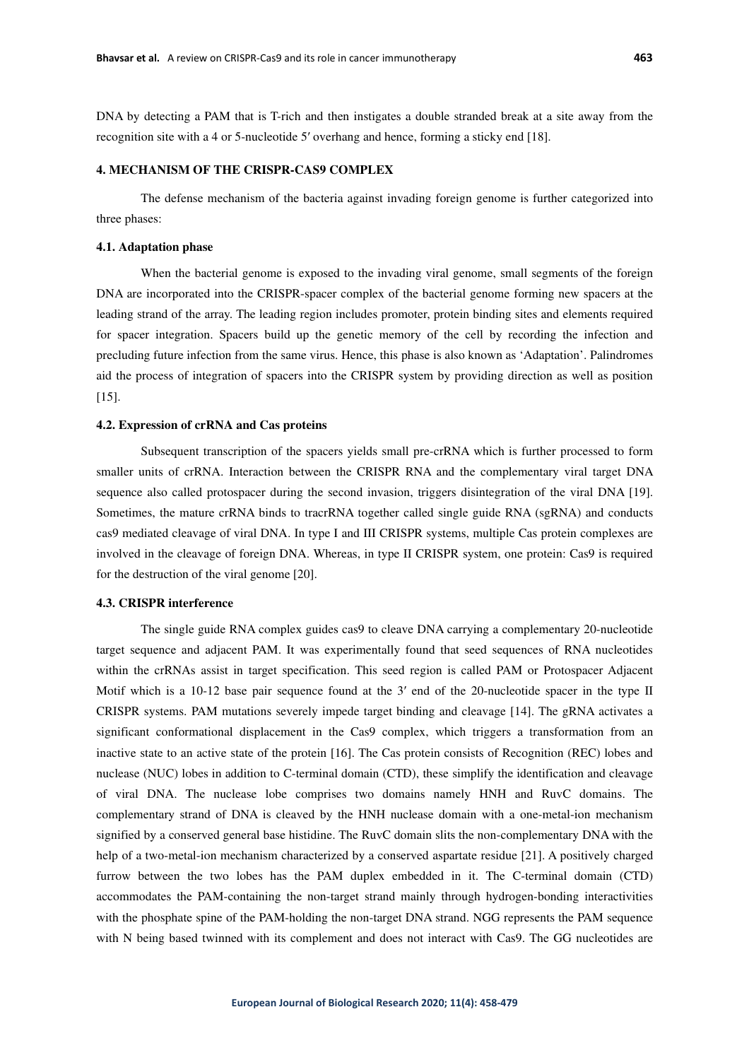DNA by detecting a PAM that is T-rich and then instigates a double stranded break at a site away from the recognition site with a 4 or 5-nucleotide 5′ overhang and hence, forming a sticky end [18].

## 4. MECHANISM OF THE CRISPR-CAS9 COMPLEX

The defense mechanism of the bacteria against invading foreign genome is further categorized into three phases:

### 4.1. Adaptation phase

When the bacterial genome is exposed to the invading viral genome, small segments of the foreign DNA are incorporated into the CRISPR-spacer complex of the bacterial genome forming new spacers at the leading strand of the array. The leading region includes promoter, protein binding sites and elements required for spacer integration. Spacers build up the genetic memory of the cell by recording the infection and precluding future infection from the same virus. Hence, this phase is also known as 'Adaptation'. Palindromes aid the process of integration of spacers into the CRISPR system by providing direction as well as position [15].

### 4.2. Expression of crRNA and Cas proteins

Subsequent transcription of the spacers yields small pre-crRNA which is further processed to form smaller units of crRNA. Interaction between the CRISPR RNA and the complementary viral target DNA sequence also called protospacer during the second invasion, triggers disintegration of the viral DNA [19]. Sometimes, the mature crRNA binds to tracrRNA together called single guide RNA (sgRNA) and conducts cas9 mediated cleavage of viral DNA. In type I and III CRISPR systems, multiple Cas protein complexes are involved in the cleavage of foreign DNA. Whereas, in type II CRISPR system, one protein: Cas9 is required for the destruction of the viral genome [20].

### 4.3. CRISPR interference

The single guide RNA complex guides cas9 to cleave DNA carrying a complementary 20-nucleotide target sequence and adjacent PAM. It was experimentally found that seed sequences of RNA nucleotides within the crRNAs assist in target specification. This seed region is called PAM or Protospacer Adjacent Motif which is a 10-12 base pair sequence found at the 3′ end of the 20-nucleotide spacer in the type II CRISPR systems. PAM mutations severely impede target binding and cleavage [14]. The gRNA activates a significant conformational displacement in the Cas9 complex, which triggers a transformation from an inactive state to an active state of the protein [16]. The Cas protein consists of Recognition (REC) lobes and nuclease (NUC) lobes in addition to C-terminal domain (CTD), these simplify the identification and cleavage of viral DNA. The nuclease lobe comprises two domains namely HNH and RuvC domains. The complementary strand of DNA is cleaved by the HNH nuclease domain with a one-metal-ion mechanism signified by a conserved general base histidine. The RuvC domain slits the non-complementary DNA with the help of a two-metal-ion mechanism characterized by a conserved aspartate residue [21]. A positively charged furrow between the two lobes has the PAM duplex embedded in it. The C-terminal domain (CTD) accommodates the PAM-containing the non-target strand mainly through hydrogen-bonding interactivities with the phosphate spine of the PAM-holding the non-target DNA strand. NGG represents the PAM sequence with N being based twinned with its complement and does not interact with Cas9. The GG nucleotides are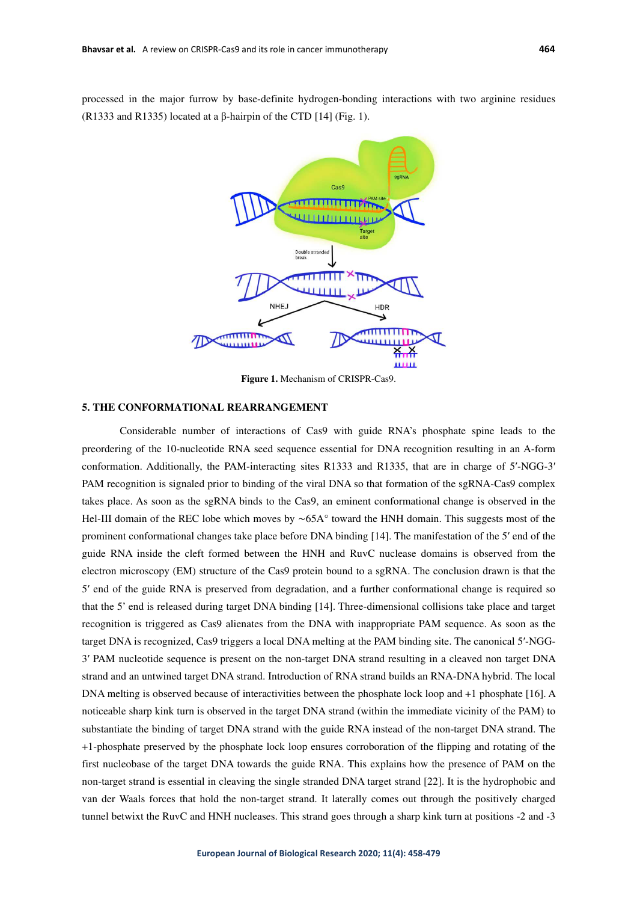processed in the major furrow by base-definite hydrogen-bonding interactions with two arginine residues (R1333 and R1335) located at a β-hairpin of the CTD [14] (Fig. 1).

**Figure 1.** Mechanism of CRISPR-Cas9.

## 5. THE CONFORMATIONAL REARRANGEMENT

Considerable number of interactions of Cas9 with guide RNA's phosphate spine leads to the preordering of the 10-nucleotide RNA seed sequence essential for DNA recognition resulting in an A-form conformation. Additionally, the PAM-interacting sites R1333 and R1335, that are in charge of 5′-NGG-3′ PAM recognition is signaled prior to binding of the viral DNA so that formation of the sgRNA-Cas9 complex takes place. As soon as the sgRNA binds to the Cas9, an eminent conformational change is observed in the Hel-III domain of the REC lobe which moves by ~65A° toward the HNH domain. This suggests most of the prominent conformational changes take place before DNA binding [14]. The manifestation of the 5′ end of the guide RNA inside the cleft formed between the HNH and RuvC nuclease domains is observed from the electron microscopy (EM) structure of the Cas9 protein bound to a sgRNA. The conclusion drawn is that the 5′ end of the guide RNA is preserved from degradation, and a further conformational change is required so that the 5' end is released during target DNA binding [14]. Three-dimensional collisions take place and target recognition is triggered as Cas9 alienates from the DNA with inappropriate PAM sequence. As soon as the target DNA is recognized, Cas9 triggers a local DNA melting at the PAM binding site. The canonical 5′-NGG-3′ PAM nucleotide sequence is present on the non-target DNA strand resulting in a cleaved non target DNA strand and an untwined target DNA strand. Introduction of RNA strand builds an RNA-DNA hybrid. The local DNA melting is observed because of interactivities between the phosphate lock loop and +1 phosphate [16]. A noticeable sharp kink turn is observed in the target DNA strand (within the immediate vicinity of the PAM) to substantiate the binding of target DNA strand with the guide RNA instead of the non-target DNA strand. The +1-phosphate preserved by the phosphate lock loop ensures corroboration of the flipping and rotating of the first nucleobase of the target DNA towards the guide RNA. This explains how the presence of PAM on the non-target strand is essential in cleaving the single stranded DNA target strand [22]. It is the hydrophobic and van der Waals forces that hold the non-target strand. It laterally comes out through the positively charged tunnel betwixt the RuvC and HNH nucleases. This strand goes through a sharp kink turn at positions -2 and -3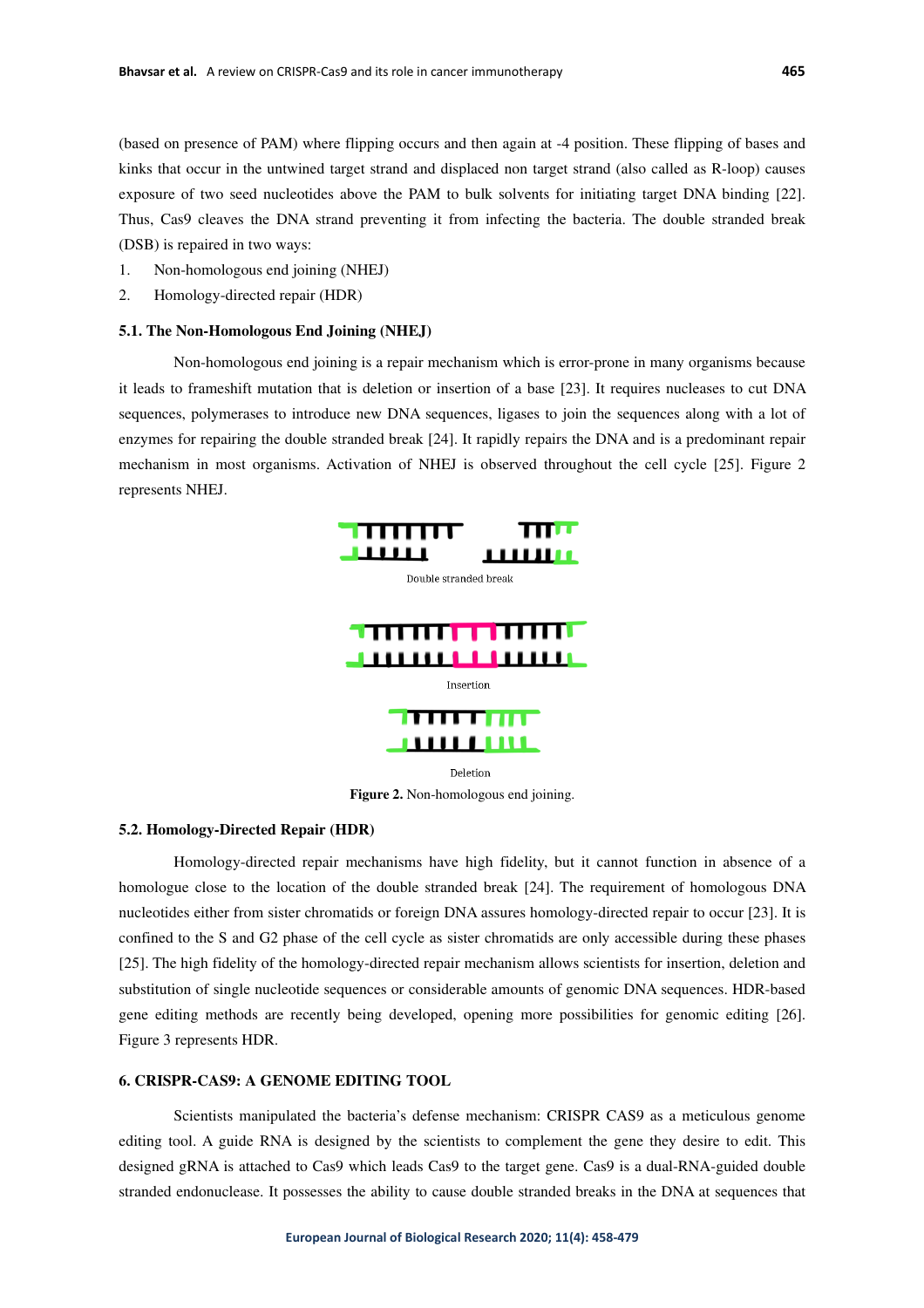(based on presence of PAM) where flipping occurs and then again at -4 position. These flipping of bases and kinks that occur in the untwined target strand and displaced non target strand (also called as R-loop) causes exposure of two seed nucleotides above the PAM to bulk solvents for initiating target DNA binding [22]. Thus, Cas9 cleaves the DNA strand preventing it from infecting the bacteria. The double stranded break (DSB) is repaired in two ways:

1. Non-homologous end joining (NHEJ)
2. Homology-directed repair (HDR)

### 5.1. The Non-Homologous End Joining (NHEJ)

Non-homologous end joining is a repair mechanism which is error-prone in many organisms because it leads to frameshift mutation that is deletion or insertion of a base [23]. It requires nucleases to cut DNA sequences, polymerases to introduce new DNA sequences, ligases to join the sequences along with a lot of enzymes for repairing the double stranded break [24]. It rapidly repairs the DNA and is a predominant repair mechanism in most organisms. Activation of NHEJ is observed throughout the cell cycle [25]. Figure 2 represents NHEJ.

Double stranded break

Insertion

Deletion

**Figure 2.** Non-homologous end joining.

### 5.2. Homology-Directed Repair (HDR)

Homology-directed repair mechanisms have high fidelity, but it cannot function in absence of a homologue close to the location of the double stranded break [24]. The requirement of homologous DNA nucleotides either from sister chromatids or foreign DNA assures homology-directed repair to occur [23]. It is confined to the S and G2 phase of the cell cycle as sister chromatids are only accessible during these phases [25]. The high fidelity of the homology-directed repair mechanism allows scientists for insertion, deletion and substitution of single nucleotide sequences or considerable amounts of genomic DNA sequences. HDR-based gene editing methods are recently being developed, opening more possibilities for genomic editing [26]. Figure 3 represents HDR.

## 6. CRISPR-CAS9: A GENOME EDITING TOOL

Scientists manipulated the bacteria's defense mechanism: CRISPR CAS9 as a meticulous genome editing tool. A guide RNA is designed by the scientists to complement the gene they desire to edit. This designed gRNA is attached to Cas9 which leads Cas9 to the target gene. Cas9 is a dual-RNA-guided double stranded endonuclease. It possesses the ability to cause double stranded breaks in the DNA at sequences that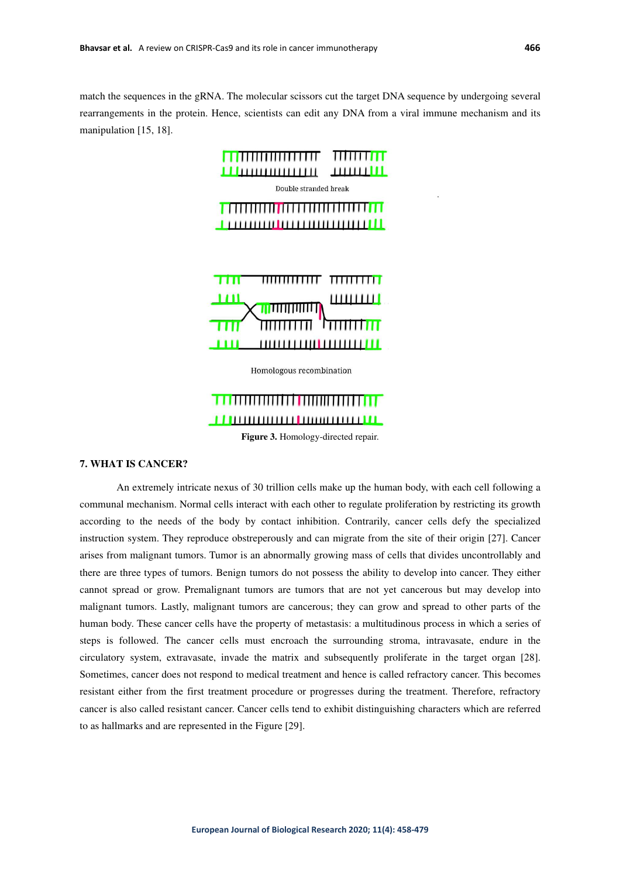match the sequences in the gRNA. The molecular scissors cut the target DNA sequence by undergoing several rearrangements in the protein. Hence, scientists can edit any DNA from a viral immune mechanism and its manipulation [15, 18].

Double stranded break

Homologous recombination

**Figure 3.** Homology-directed repair.

## 7. WHAT IS CANCER?

An extremely intricate nexus of 30 trillion cells make up the human body, with each cell following a communal mechanism. Normal cells interact with each other to regulate proliferation by restricting its growth according to the needs of the body by contact inhibition. Contrarily, cancer cells defy the specialized instruction system. They reproduce obstreperously and can migrate from the site of their origin [27]. Cancer arises from malignant tumors. Tumor is an abnormally growing mass of cells that divides uncontrollably and there are three types of tumors. Benign tumors do not possess the ability to develop into cancer. They either cannot spread or grow. Premalignant tumors are tumors that are not yet cancerous but may develop into malignant tumors. Lastly, malignant tumors are cancerous; they can grow and spread to other parts of the human body. These cancer cells have the property of metastasis: a multitudinous process in which a series of steps is followed. The cancer cells must encroach the surrounding stroma, intravasate, endure in the circulatory system, extravasate, invade the matrix and subsequently proliferate in the target organ [28]. Sometimes, cancer does not respond to medical treatment and hence is called refractory cancer. This becomes resistant either from the first treatment procedure or progresses during the treatment. Therefore, refractory cancer is also called resistant cancer. Cancer cells tend to exhibit distinguishing characters which are referred to as hallmarks and are represented in the Figure [29].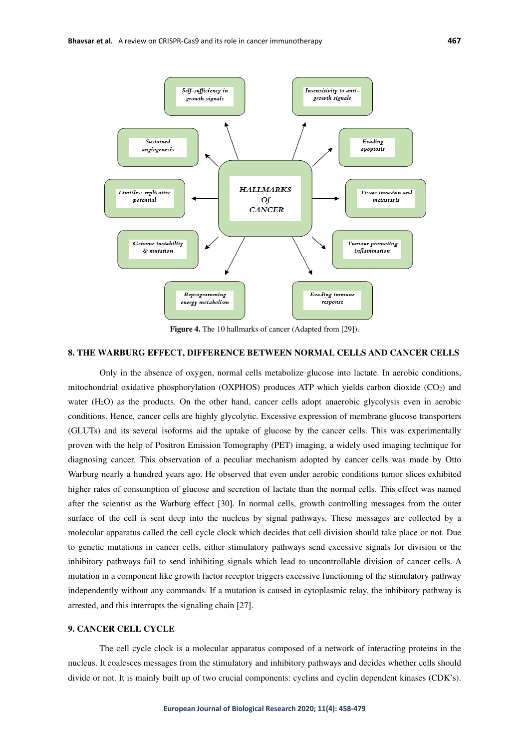Figure 4. The 10 hallmarks of cancer (Adapted from [29]).

## 8. THE WARBURG EFFECT, DIFFERENCE BETWEEN NORMAL CELLS AND CANCER CELLS

Only in the absence of oxygen, normal cells metabolize glucose into lactate. In aerobic conditions, mitochondrial oxidative phosphorylation (OXPHOS) produces ATP which yields carbon dioxide ($CO_2$) and water ($H_2O$) as the products. On the other hand, cancer cells adopt anaerobic glycolysis even in aerobic conditions. Hence, cancer cells are highly glycolytic. Excessive expression of membrane glucose transporters (GLUTs) and its several isoforms aid the uptake of glucose by the cancer cells. This was experimentally proven with the help of Positron Emission Tomography (PET) imaging, a widely used imaging technique for diagnosing cancer. This observation of a peculiar mechanism adopted by cancer cells was made by Otto Warburg nearly a hundred years ago. He observed that even under aerobic conditions tumor slices exhibited higher rates of consumption of glucose and secretion of lactate than the normal cells. This effect was named after the scientist as the Warburg effect [30]. In normal cells, growth controlling messages from the outer surface of the cell is sent deep into the nucleus by signal pathways. These messages are collected by a molecular apparatus called the cell cycle clock which decides that cell division should take place or not. Due to genetic mutations in cancer cells, either stimulatory pathways send excessive signals for division or the inhibitory pathways fail to send inhibiting signals which lead to uncontrollable division of cancer cells. A mutation in a component like growth factor receptor triggers excessive functioning of the stimulatory pathway independently without any commands. If a mutation is caused in cytoplasmic relay, the inhibitory pathway is arrested, and this interrupts the signaling chain [27].

## 9. CANCER CELL CYCLE

The cell cycle clock is a molecular apparatus composed of a network of interacting proteins in the nucleus. It coalesces messages from the stimulatory and inhibitory pathways and decides whether cells should divide or not. It is mainly built up of two crucial components: cyclins and cyclin dependent kinases (CDK's).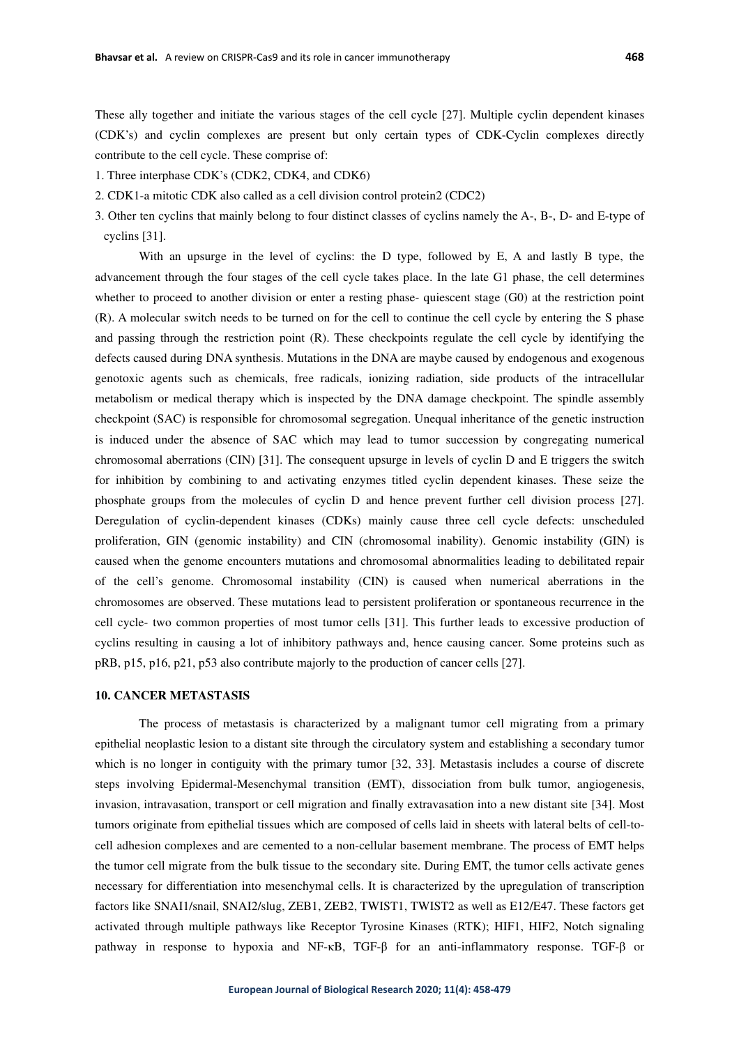These ally together and initiate the various stages of the cell cycle [27]. Multiple cyclin dependent kinases (CDK's) and cyclin complexes are present but only certain types of CDK-Cyclin complexes directly contribute to the cell cycle. These comprise of:

1. Three interphase CDK's (CDK2, CDK4, and CDK6)
2. CDK1-a mitotic CDK also called as a cell division control protein2 (CDC2)
3. Other ten cyclins that mainly belong to four distinct classes of cyclins namely the A-, B-, D- and E-type of cyclins [31].

With an upsurge in the level of cyclins: the D type, followed by E, A and lastly B type, the advancement through the four stages of the cell cycle takes place. In the late G1 phase, the cell determines whether to proceed to another division or enter a resting phase- quiescent stage (G0) at the restriction point (R). A molecular switch needs to be turned on for the cell to continue the cell cycle by entering the S phase and passing through the restriction point (R). These checkpoints regulate the cell cycle by identifying the defects caused during DNA synthesis. Mutations in the DNA are maybe caused by endogenous and exogenous genotoxic agents such as chemicals, free radicals, ionizing radiation, side products of the intracellular metabolism or medical therapy which is inspected by the DNA damage checkpoint. The spindle assembly checkpoint (SAC) is responsible for chromosomal segregation. Unequal inheritance of the genetic instruction is induced under the absence of SAC which may lead to tumor succession by congregating numerical chromosomal aberrations (CIN) [31]. The consequent upsurge in levels of cyclin D and E triggers the switch for inhibition by combining to and activating enzymes titled cyclin dependent kinases. These seize the phosphate groups from the molecules of cyclin D and hence prevent further cell division process [27]. Deregulation of cyclin-dependent kinases (CDKs) mainly cause three cell cycle defects: unscheduled proliferation, GIN (genomic instability) and CIN (chromosomal inability). Genomic instability (GIN) is caused when the genome encounters mutations and chromosomal abnormalities leading to debilitated repair of the cell's genome. Chromosomal instability (CIN) is caused when numerical aberrations in the chromosomes are observed. These mutations lead to persistent proliferation or spontaneous recurrence in the cell cycle- two common properties of most tumor cells [31]. This further leads to excessive production of cyclins resulting in causing a lot of inhibitory pathways and, hence causing cancer. Some proteins such as pRB, p15, p16, p21, p53 also contribute majorly to the production of cancer cells [27].

## 10. CANCER METASTASIS

The process of metastasis is characterized by a malignant tumor cell migrating from a primary epithelial neoplastic lesion to a distant site through the circulatory system and establishing a secondary tumor which is no longer in contiguity with the primary tumor [32, 33]. Metastasis includes a course of discrete steps involving Epidermal-Mesenchymal transition (EMT), dissociation from bulk tumor, angiogenesis, invasion, intravasation, transport or cell migration and finally extravasation into a new distant site [34]. Most tumors originate from epithelial tissues which are composed of cells laid in sheets with lateral belts of cell-to-cell adhesion complexes and are cemented to a non-cellular basement membrane. The process of EMT helps the tumor cell migrate from the bulk tissue to the secondary site. During EMT, the tumor cells activate genes necessary for differentiation into mesenchymal cells. It is characterized by the upregulation of transcription factors like SNAI1/snail, SNAI2/slug, ZEB1, ZEB2, TWIST1, TWIST2 as well as E12/E47. These factors get activated through multiple pathways like Receptor Tyrosine Kinases (RTK); HIF1, HIF2, Notch signaling pathway in response to hypoxia and NF-κB, TGF-β for an anti-inflammatory response. TGF-β or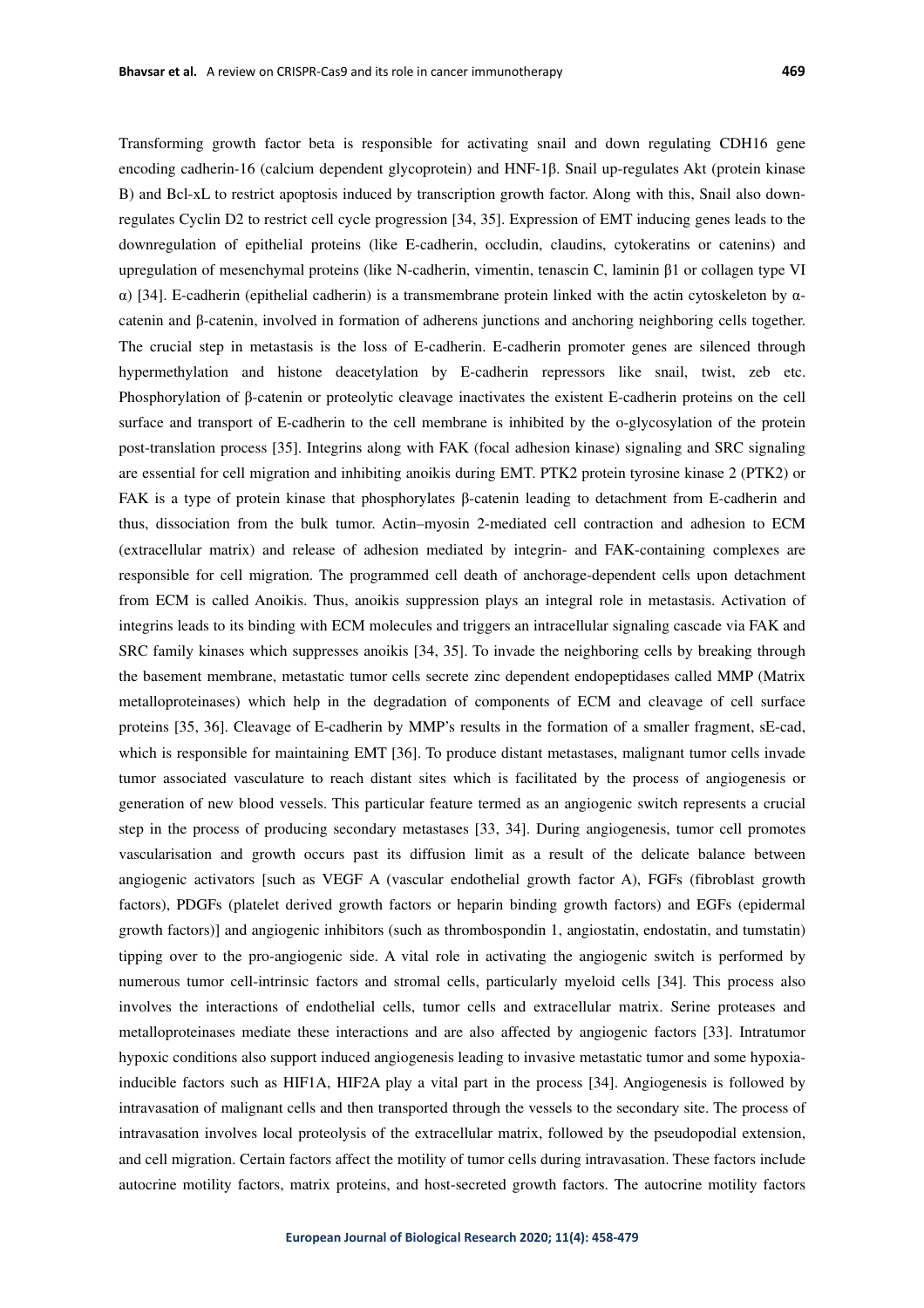Transforming growth factor beta is responsible for activating snail and down regulating CDH16 gene encoding cadherin-16 (calcium dependent glycoprotein) and HNF-1β. Snail up-regulates Akt (protein kinase B) and Bcl-xL to restrict apoptosis induced by transcription growth factor. Along with this, Snail also down-regulates Cyclin D2 to restrict cell cycle progression [34, 35]. Expression of EMT inducing genes leads to the downregulation of epithelial proteins (like E-cadherin, occludin, claudins, cytokeratins or catenins) and upregulation of mesenchymal proteins (like N-cadherin, vimentin, tenascin C, laminin β1 or collagen type VI α) [34]. E-cadherin (epithelial cadherin) is a transmembrane protein linked with the actin cytoskeleton by α-catenin and β-catenin, involved in formation of adherens junctions and anchoring neighboring cells together. The crucial step in metastasis is the loss of E-cadherin. E-cadherin promoter genes are silenced through hypermethylation and histone deacetylation by E-cadherin repressors like snail, twist, zeb etc. Phosphorylation of β-catenin or proteolytic cleavage inactivates the existent E-cadherin proteins on the cell surface and transport of E-cadherin to the cell membrane is inhibited by the o-glycosylation of the protein post-translation process [35]. Integrins along with FAK (focal adhesion kinase) signaling and SRC signaling are essential for cell migration and inhibiting anoikis during EMT. PTK2 protein tyrosine kinase 2 (PTK2) or FAK is a type of protein kinase that phosphorylates β-catenin leading to detachment from E-cadherin and thus, dissociation from the bulk tumor. Actin–myosin 2-mediated cell contraction and adhesion to ECM (extracellular matrix) and release of adhesion mediated by integrin- and FAK-containing complexes are responsible for cell migration. The programmed cell death of anchorage-dependent cells upon detachment from ECM is called Anoikis. Thus, anoikis suppression plays an integral role in metastasis. Activation of integrins leads to its binding with ECM molecules and triggers an intracellular signaling cascade via FAK and SRC family kinases which suppresses anoikis [34, 35]. To invade the neighboring cells by breaking through the basement membrane, metastatic tumor cells secrete zinc dependent endopeptidases called MMP (Matrix metalloproteinases) which help in the degradation of components of ECM and cleavage of cell surface proteins [35, 36]. Cleavage of E-cadherin by MMP's results in the formation of a smaller fragment, sE-cad, which is responsible for maintaining EMT [36]. To produce distant metastases, malignant tumor cells invade tumor associated vasculature to reach distant sites which is facilitated by the process of angiogenesis or generation of new blood vessels. This particular feature termed as an angiogenic switch represents a crucial step in the process of producing secondary metastases [33, 34]. During angiogenesis, tumor cell promotes vascularisation and growth occurs past its diffusion limit as a result of the delicate balance between angiogenic activators [such as VEGF A (vascular endothelial growth factor A), FGFs (fibroblast growth factors), PDGFs (platelet derived growth factors or heparin binding growth factors) and EGFs (epidermal growth factors)] and angiogenic inhibitors (such as thrombospondin 1, angiostatin, endostatin, and tumstatin) tipping over to the pro-angiogenic side. A vital role in activating the angiogenic switch is performed by numerous tumor cell-intrinsic factors and stromal cells, particularly myeloid cells [34]. This process also involves the interactions of endothelial cells, tumor cells and extracellular matrix. Serine proteases and metalloproteinases mediate these interactions and are also affected by angiogenic factors [33]. Intratumor hypoxic conditions also support induced angiogenesis leading to invasive metastatic tumor and some hypoxia-inducible factors such as HIF1A, HIF2A play a vital part in the process [34]. Angiogenesis is followed by intravasation of malignant cells and then transported through the vessels to the secondary site. The process of intravasation involves local proteolysis of the extracellular matrix, followed by the pseudopodial extension, and cell migration. Certain factors affect the motility of tumor cells during intravasation. These factors include autocrine motility factors, matrix proteins, and host-secreted growth factors. The autocrine motility factors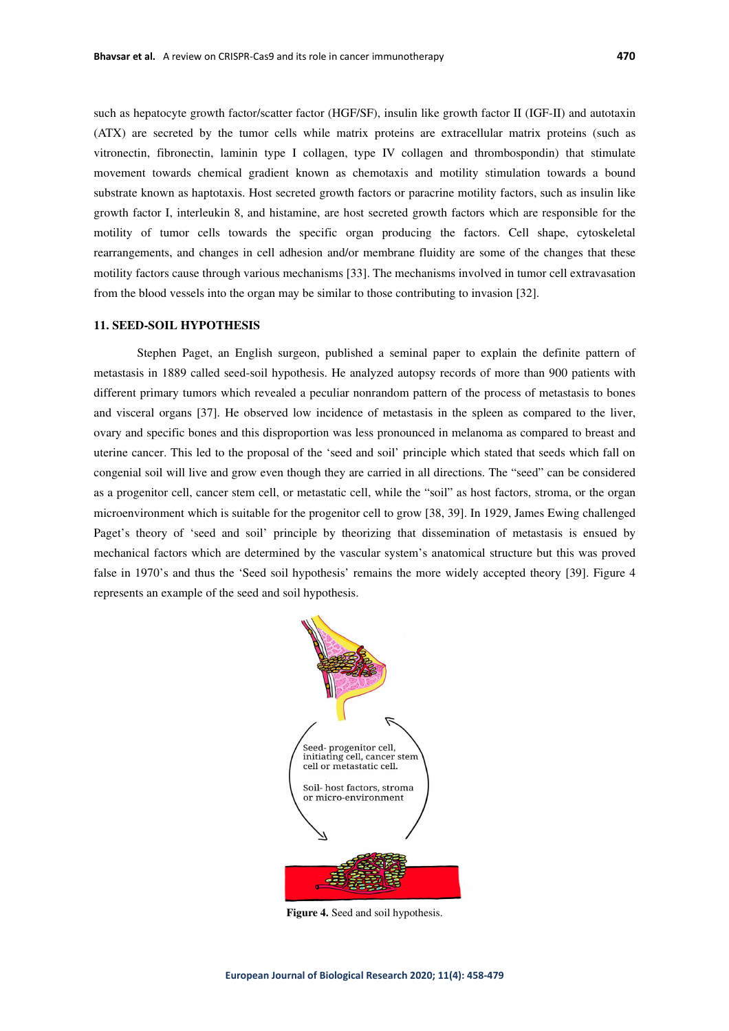such as hepatocyte growth factor/scatter factor (HGF/SF), insulin like growth factor II (IGF-II) and autotaxin (ATX) are secreted by the tumor cells while matrix proteins are extracellular matrix proteins (such as vitronectin, fibronectin, laminin type I collagen, type IV collagen and thrombospondin) that stimulate movement towards chemical gradient known as chemotaxis and motility stimulation towards a bound substrate known as haptotaxis. Host secreted growth factors or paracrine motility factors, such as insulin like growth factor I, interleukin 8, and histamine, are host secreted growth factors which are responsible for the motility of tumor cells towards the specific organ producing the factors. Cell shape, cytoskeletal rearrangements, and changes in cell adhesion and/or membrane fluidity are some of the changes that these motility factors cause through various mechanisms [33]. The mechanisms involved in tumor cell extravasation from the blood vessels into the organ may be similar to those contributing to invasion [32].

## 11. SEED-SOIL HYPOTHESIS

Stephen Paget, an English surgeon, published a seminal paper to explain the definite pattern of metastasis in 1889 called seed-soil hypothesis. He analyzed autopsy records of more than 900 patients with different primary tumors which revealed a peculiar nonrandom pattern of the process of metastasis to bones and visceral organs [37]. He observed low incidence of metastasis in the spleen as compared to the liver, ovary and specific bones and this disproportion was less pronounced in melanoma as compared to breast and uterine cancer. This led to the proposal of the 'seed and soil' principle which stated that seeds which fall on congenial soil will live and grow even though they are carried in all directions. The "seed" can be considered as a progenitor cell, cancer stem cell, or metastatic cell, while the "soil" as host factors, stroma, or the organ microenvironment which is suitable for the progenitor cell to grow [38, 39]. In 1929, James Ewing challenged Paget's theory of 'seed and soil' principle by theorizing that dissemination of metastasis is ensued by mechanical factors which are determined by the vascular system's anatomical structure but this was proved false in 1970's and thus the 'Seed soil hypothesis' remains the more widely accepted theory [39]. Figure 4 represents an example of the seed and soil hypothesis.

Seed- progenitor cell, initiating cell, cancer stem cell or metastatic cell.

Soil- host factors, stroma or micro-environment

**Figure 4.** Seed and soil hypothesis.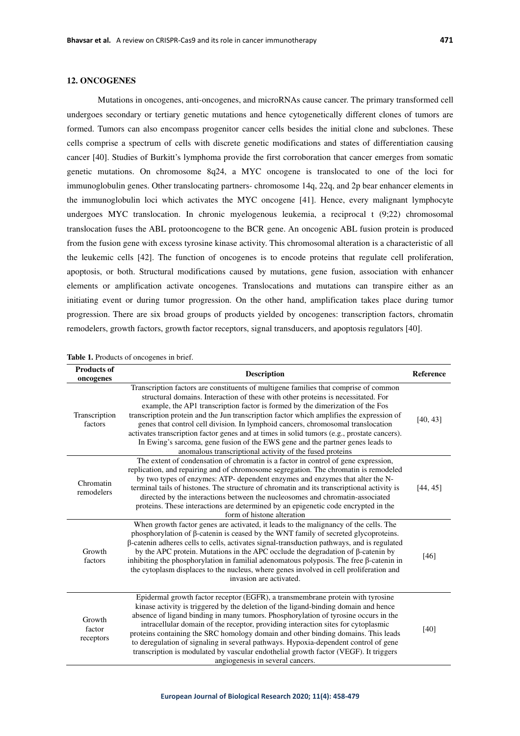## 12. ONCOGENES

Mutations in oncogenes, anti-oncogenes, and microRNAs cause cancer. The primary transformed cell undergoes secondary or tertiary genetic mutations and hence cytogenetically different clones of tumors are formed. Tumors can also encompass progenitor cancer cells besides the initial clone and subclones. These cells comprise a spectrum of cells with discrete genetic modifications and states of differentiation causing cancer [40]. Studies of Burkitt's lymphoma provide the first corroboration that cancer emerges from somatic genetic mutations. On chromosome 8q24, a MYC oncogene is translocated to one of the loci for immunoglobulin genes. Other translocating partners- chromosome 14q, 22q, and 2p bear enhancer elements in the immunoglobulin loci which activates the MYC oncogene [41]. Hence, every malignant lymphocyte undergoes MYC translocation. In chronic myelogenous leukemia, a reciprocal t (9;22) chromosomal translocation fuses the ABL protooncogene to the BCR gene. An oncogenic ABL fusion protein is produced from the fusion gene with excess tyrosine kinase activity. This chromosomal alteration is a characteristic of all the leukemic cells [42]. The function of oncogenes is to encode proteins that regulate cell proliferation, apoptosis, or both. Structural modifications caused by mutations, gene fusion, association with enhancer elements or amplification activate oncogenes. Translocations and mutations can transpire either as an initiating event or during tumor progression. On the other hand, amplification takes place during tumor progression. There are six broad groups of products yielded by oncogenes: transcription factors, chromatin remodelers, growth factors, growth factor receptors, signal transducers, and apoptosis regulators [40].

**Table 1.** Products of oncogenes in brief.

| Products of oncogenes | Description | Reference |
|---|---|---|
| Transcription factors | Transcription factors are constituents of multigene families that comprise of common structural domains. Interaction of these with other proteins is necessitated. For example, the AP1 transcription factor is formed by the dimerization of the Fos transcription protein and the Jun transcription factor which amplifies the expression of genes that control cell division. In lymphoid cancers, chromosomal translocation activates transcription factor genes and at times in solid tumors (e.g., prostate cancers). In Ewing's sarcoma, gene fusion of the EWS gene and the partner genes leads to anomalous transcriptional activity of the fused proteins | [40, 43] |
| Chromatin remodelers | The extent of condensation of chromatin is a factor in control of gene expression, replication, and repairing and of chromosome segregation. The chromatin is remodeled by two types of enzymes: ATP- dependent enzymes and enzymes that alter the N-terminal tails of histones. The structure of chromatin and its transcriptional activity is directed by the interactions between the nucleosomes and chromatin-associated proteins. These interactions are determined by an epigenetic code encrypted in the form of histone alteration | [44, 45] |
| Growth factors | When growth factor genes are activated, it leads to the malignancy of the cells. The phosphorylation of β-catenin is ceased by the WNT family of secreted glycoproteins. β-catenin adheres cells to cells, activates signal-transduction pathways, and is regulated by the APC protein. Mutations in the APC occlude the degradation of β-catenin by inhibiting the phosphorylation in familial adenomatous polyposis. The free β-catenin in the cytoplasm displaces to the nucleus, where genes involved in cell proliferation and invasion are activated. | [46] |
| Growth factor receptors | Epidermal growth factor receptor (EGFR), a transmembrane protein with tyrosine kinase activity is triggered by the deletion of the ligand-binding domain and hence absence of ligand binding in many tumors. Phosphorylation of tyrosine occurs in the intracellular domain of the receptor, providing interaction sites for cytoplasmic proteins containing the SRC homology domain and other binding domains. This leads to deregulation of signaling in several pathways. Hypoxia-dependent control of gene transcription is modulated by vascular endothelial growth factor (VEGF). It triggers angiogenesis in several cancers. | [40] |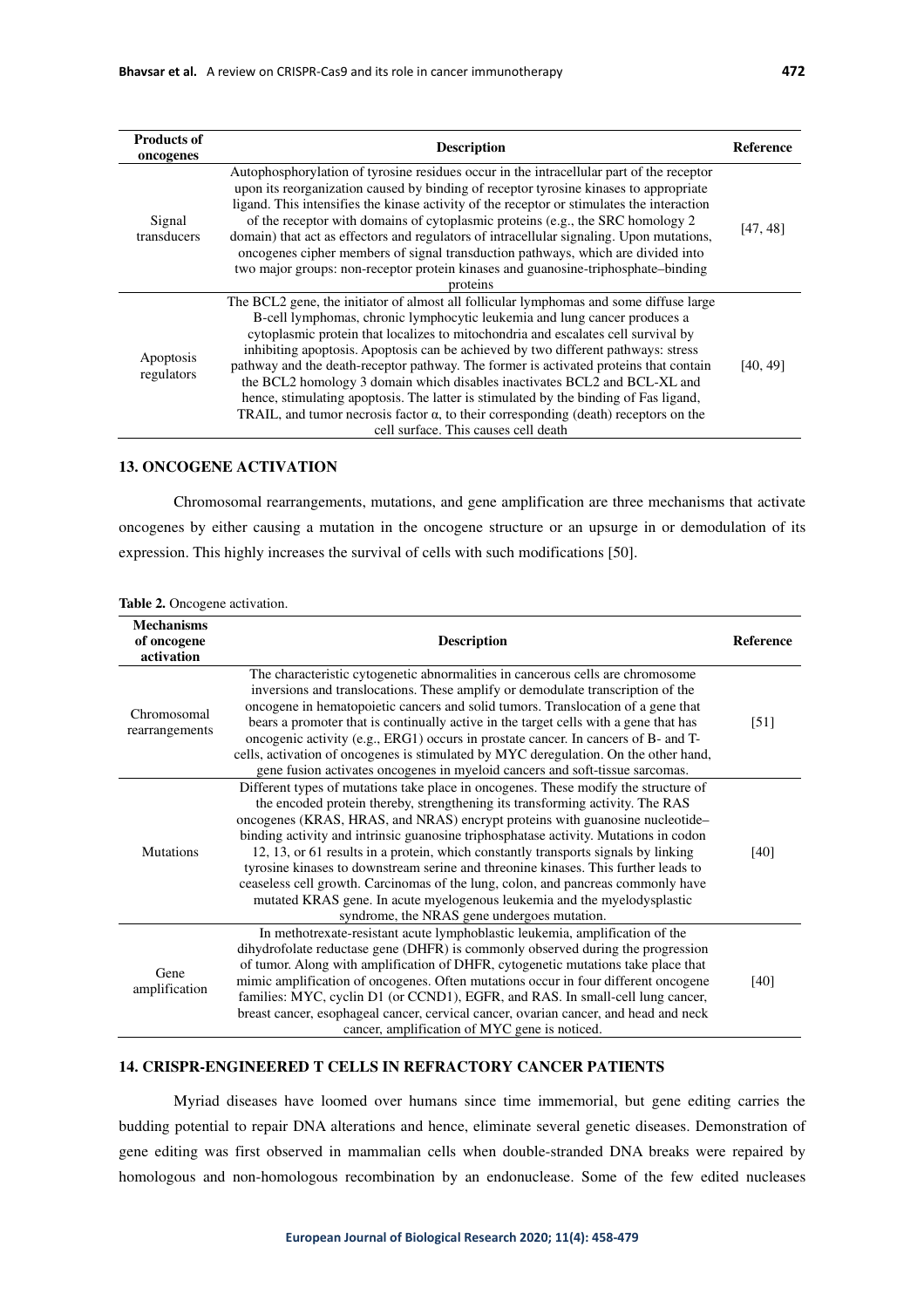| Products of oncogenes | Description | Reference |
| --- | --- | --- |
| Signal transducers | Autophosphorylation of tyrosine residues occur in the intracellular part of the receptor upon its reorganization caused by binding of receptor tyrosine kinases to appropriate ligand. This intensifies the kinase activity of the receptor or stimulates the interaction of the receptor with domains of cytoplasmic proteins (e.g., the SRC homology 2 domain) that act as effectors and regulators of intracellular signaling. Upon mutations, oncogenes cipher members of signal transduction pathways, which are divided into two major groups: non-receptor protein kinases and guanosine-triphosphate–binding proteins | [47, 48] |
| Apoptosis regulators | The BCL2 gene, the initiator of almost all follicular lymphomas and some diffuse large B-cell lymphomas, chronic lymphocytic leukemia and lung cancer produces a cytoplasmic protein that localizes to mitochondria and escalates cell survival by inhibiting apoptosis. Apoptosis can be achieved by two different pathways: stress pathway and the death-receptor pathway. The former is activated proteins that contain the BCL2 homology 3 domain which disables inactivates BCL2 and BCL-XL and hence, stimulating apoptosis. The latter is stimulated by the binding of Fas ligand, TRAIL, and tumor necrosis factor α, to their corresponding (death) receptors on the cell surface. This causes cell death | [40, 49] |

## 13. ONCOGENE ACTIVATION

Chromosomal rearrangements, mutations, and gene amplification are three mechanisms that activate oncogenes by either causing a mutation in the oncogene structure or an upsurge in or demodulation of its expression. This highly increases the survival of cells with such modifications [50].

**Table 2.** Oncogene activation.

| Mechanisms of oncogene activation | Description | Reference |
| --- | --- | --- |
| Chromosomal rearrangements | The characteristic cytogenetic abnormalities in cancerous cells are chromosome inversions and translocations. These amplify or demodulate transcription of the oncogene in hematopoietic cancers and solid tumors. Translocation of a gene that bears a promoter that is continually active in the target cells with a gene that has oncogenic activity (e.g., ERG1) occurs in prostate cancer. In cancers of B- and T-cells, activation of oncogenes is stimulated by MYC deregulation. On the other hand, gene fusion activates oncogenes in myeloid cancers and soft-tissue sarcomas. | [51] |
| Mutations | Different types of mutations take place in oncogenes. These modify the structure of the encoded protein thereby, strengthening its transforming activity. The RAS oncogenes (KRAS, HRAS, and NRAS) encrypt proteins with guanosine nucleotide–binding activity and intrinsic guanosine triphosphatase activity. Mutations in codon 12, 13, or 61 results in a protein, which constantly transports signals by linking tyrosine kinases to downstream serine and threonine kinases. This further leads to ceaseless cell growth. Carcinomas of the lung, colon, and pancreas commonly have mutated KRAS gene. In acute myelogenous leukemia and the myelodysplastic syndrome, the NRAS gene undergoes mutation. | [40] |
| Gene amplification | In methotrexate-resistant acute lymphoblastic leukemia, amplification of the dihydrofolate reductase gene (DHFR) is commonly observed during the progression of tumor. Along with amplification of DHFR, cytogenetic mutations take place that mimic amplification of oncogenes. Often mutations occur in four different oncogene families: MYC, cyclin D1 (or CCND1), EGFR, and RAS. In small-cell lung cancer, breast cancer, esophageal cancer, cervical cancer, ovarian cancer, and head and neck cancer, amplification of MYC gene is noticed. | [40] |

## 14. CRISPR-ENGINEERED T CELLS IN REFRACTORY CANCER PATIENTS

Myriad diseases have loomed over humans since time immemorial, but gene editing carries the budding potential to repair DNA alterations and hence, eliminate several genetic diseases. Demonstration of gene editing was first observed in mammalian cells when double-stranded DNA breaks were repaired by homologous and non-homologous recombination by an endonuclease. Some of the few edited nucleases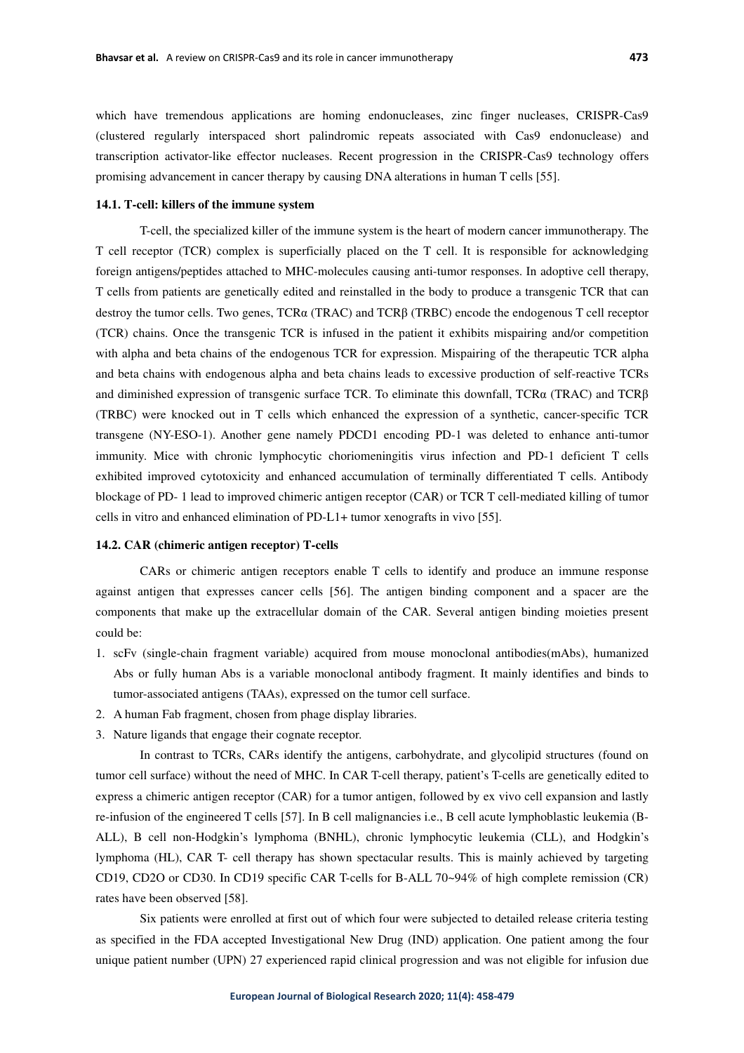which have tremendous applications are homing endonucleases, zinc finger nucleases, CRISPR-Cas9 (clustered regularly interspaced short palindromic repeats associated with Cas9 endonuclease) and transcription activator-like effector nucleases. Recent progression in the CRISPR-Cas9 technology offers promising advancement in cancer therapy by causing DNA alterations in human T cells [55].

### 14.1. T-cell: killers of the immune system

T-cell, the specialized killer of the immune system is the heart of modern cancer immunotherapy. The T cell receptor (TCR) complex is superficially placed on the T cell. It is responsible for acknowledging foreign antigens/peptides attached to MHC-molecules causing anti-tumor responses. In adoptive cell therapy, T cells from patients are genetically edited and reinstalled in the body to produce a transgenic TCR that can destroy the tumor cells. Two genes, TCRα (TRAC) and TCRβ (TRBC) encode the endogenous T cell receptor (TCR) chains. Once the transgenic TCR is infused in the patient it exhibits mispairing and/or competition with alpha and beta chains of the endogenous TCR for expression. Mispairing of the therapeutic TCR alpha and beta chains with endogenous alpha and beta chains leads to excessive production of self-reactive TCRs and diminished expression of transgenic surface TCR. To eliminate this downfall, TCRα (TRAC) and TCRβ (TRBC) were knocked out in T cells which enhanced the expression of a synthetic, cancer-specific TCR transgene (NY-ESO-1). Another gene namely PDCD1 encoding PD-1 was deleted to enhance anti-tumor immunity. Mice with chronic lymphocytic choriomeningitis virus infection and PD-1 deficient T cells exhibited improved cytotoxicity and enhanced accumulation of terminally differentiated T cells. Antibody blockage of PD- 1 lead to improved chimeric antigen receptor (CAR) or TCR T cell-mediated killing of tumor cells in vitro and enhanced elimination of PD-L1+ tumor xenografts in vivo [55].

### 14.2. CAR (chimeric antigen receptor) T-cells

CARs or chimeric antigen receptors enable T cells to identify and produce an immune response against antigen that expresses cancer cells [56]. The antigen binding component and a spacer are the components that make up the extracellular domain of the CAR. Several antigen binding moieties present could be:

1. scFv (single-chain fragment variable) acquired from mouse monoclonal antibodies(mAbs), humanized Abs or fully human Abs is a variable monoclonal antibody fragment. It mainly identifies and binds to tumor-associated antigens (TAAs), expressed on the tumor cell surface.
2. A human Fab fragment, chosen from phage display libraries.
3. Nature ligands that engage their cognate receptor.

In contrast to TCRs, CARs identify the antigens, carbohydrate, and glycolipid structures (found on tumor cell surface) without the need of MHC. In CAR T-cell therapy, patient's T-cells are genetically edited to express a chimeric antigen receptor (CAR) for a tumor antigen, followed by ex vivo cell expansion and lastly re-infusion of the engineered T cells [57]. In B cell malignancies i.e., B cell acute lymphoblastic leukemia (B-ALL), B cell non-Hodgkin's lymphoma (BNHL), chronic lymphocytic leukemia (CLL), and Hodgkin's lymphoma (HL), CAR T- cell therapy has shown spectacular results. This is mainly achieved by targeting CD19, CD2O or CD30. In CD19 specific CAR T-cells for B-ALL 70~94% of high complete remission (CR) rates have been observed [58].

Six patients were enrolled at first out of which four were subjected to detailed release criteria testing as specified in the FDA accepted Investigational New Drug (IND) application. One patient among the four unique patient number (UPN) 27 experienced rapid clinical progression and was not eligible for infusion due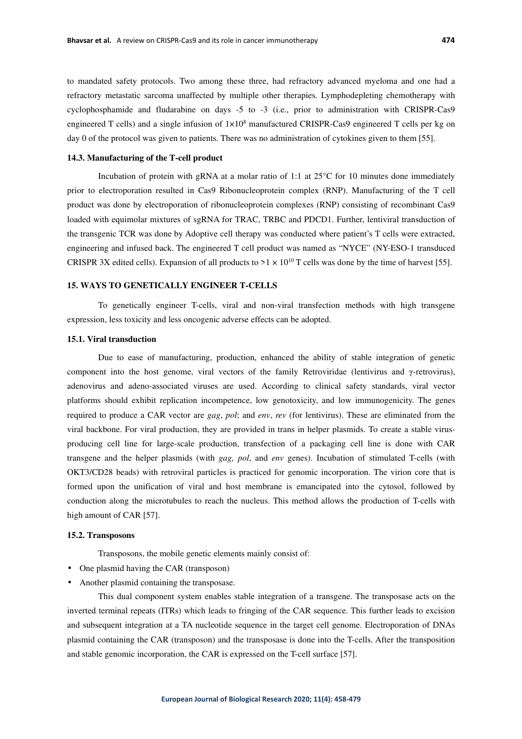to mandated safety protocols. Two among these three, had refractory advanced myeloma and one had a refractory metastatic sarcoma unaffected by multiple other therapies. Lymphodepleting chemotherapy with cyclophosphamide and fludarabine on days -5 to -3 (i.e., prior to administration with CRISPR-Cas9 engineered T cells) and a single infusion of $1 \times 10^8$ manufactured CRISPR-Cas9 engineered T cells per kg on day 0 of the protocol was given to patients. There was no administration of cytokines given to them [55].

### 14.3. Manufacturing of the T-cell product

Incubation of protein with gRNA at a molar ratio of 1:1 at 25°C for 10 minutes done immediately prior to electroporation resulted in Cas9 Ribonucleoprotein complex (RNP). Manufacturing of the T cell product was done by electroporation of ribonucleoprotein complexes (RNP) consisting of recombinant Cas9 loaded with equimolar mixtures of sgRNA for TRAC, TRBC and PDCD1. Further, lentiviral transduction of the transgenic TCR was done by Adoptive cell therapy was conducted where patient's T cells were extracted, engineering and infused back. The engineered T cell product was named as "NYCE" (NY-ESO-1 transduced CRISPR 3X edited cells). Expansion of all products to $>1 \times 10^{10}$ T cells was done by the time of harvest [55].

## 15. WAYS TO GENETICALLY ENGINEER T-CELLS

To genetically engineer T-cells, viral and non-viral transfection methods with high transgene expression, less toxicity and less oncogenic adverse effects can be adopted.

### 15.1. Viral transduction

Due to ease of manufacturing, production, enhanced the ability of stable integration of genetic component into the host genome, viral vectors of the family Retroviridae (lentivirus and γ-retrovirus), adenovirus and adeno-associated viruses are used. According to clinical safety standards, viral vector platforms should exhibit replication incompetence, low genotoxicity, and low immunogenicity. The genes required to produce a CAR vector are *gag*, *pol*; and *env*, *rev* (for lentivirus). These are eliminated from the viral backbone. For viral production, they are provided in trans in helper plasmids. To create a stable virus-producing cell line for large-scale production, transfection of a packaging cell line is done with CAR transgene and the helper plasmids (with *gag, pol*, and *env* genes). Incubation of stimulated T-cells (with OKT3/CD28 beads) with retroviral particles is practiced for genomic incorporation. The virion core that is formed upon the unification of viral and host membrane is emancipated into the cytosol, followed by conduction along the microtubules to reach the nucleus. This method allows the production of T-cells with high amount of CAR [57].

### 15.2. Transposons

Transposons, the mobile genetic elements mainly consist of:

- One plasmid having the CAR (transposon)
- Another plasmid containing the transposase.

This dual component system enables stable integration of a transgene. The transposase acts on the inverted terminal repeats (ITRs) which leads to fringing of the CAR sequence. This further leads to excision and subsequent integration at a TA nucleotide sequence in the target cell genome. Electroporation of DNAs plasmid containing the CAR (transposon) and the transposase is done into the T-cells. After the transposition and stable genomic incorporation, the CAR is expressed on the T-cell surface [57].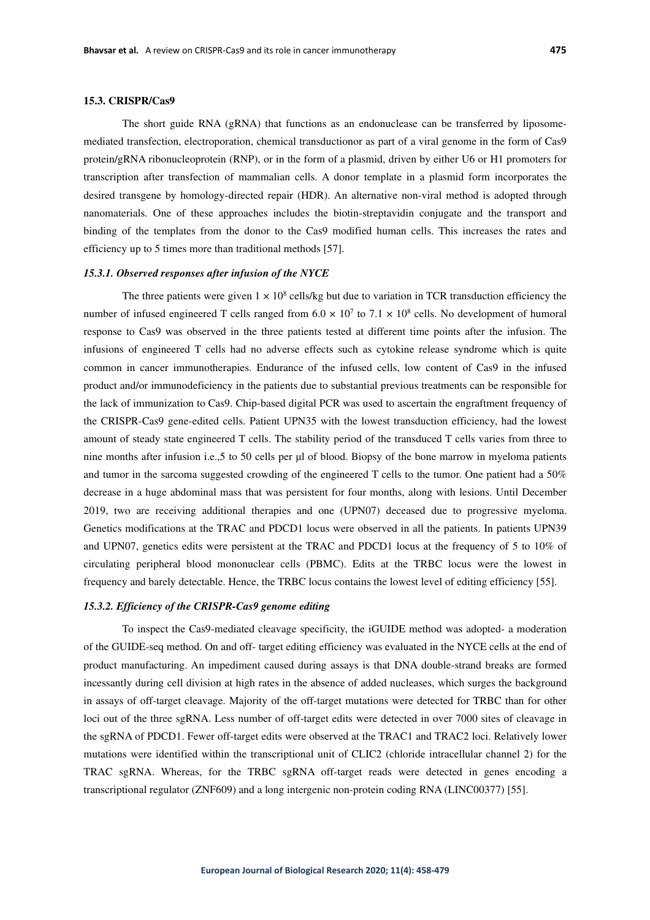### 15.3. CRISPR/Cas9

The short guide RNA (gRNA) that functions as an endonuclease can be transferred by liposome-mediated transfection, electroporation, chemical transductionor as part of a viral genome in the form of Cas9 protein/gRNA ribonucleoprotein (RNP), or in the form of a plasmid, driven by either U6 or H1 promoters for transcription after transfection of mammalian cells. A donor template in a plasmid form incorporates the desired transgene by homology-directed repair (HDR). An alternative non-viral method is adopted through nanomaterials. One of these approaches includes the biotin-streptavidin conjugate and the transport and binding of the templates from the donor to the Cas9 modified human cells. This increases the rates and efficiency up to 5 times more than traditional methods [57].

#### *15.3.1. Observed responses after infusion of the NYCE*

The three patients were given $1 \times 10^8$ cells/kg but due to variation in TCR transduction efficiency the number of infused engineered T cells ranged from $6.0 \times 10^7$ to $7.1 \times 10^8$ cells. No development of humoral response to Cas9 was observed in the three patients tested at different time points after the infusion. The infusions of engineered T cells had no adverse effects such as cytokine release syndrome which is quite common in cancer immunotherapies. Endurance of the infused cells, low content of Cas9 in the infused product and/or immunodeficiency in the patients due to substantial previous treatments can be responsible for the lack of immunization to Cas9. Chip-based digital PCR was used to ascertain the engraftment frequency of the CRISPR-Cas9 gene-edited cells. Patient UPN35 with the lowest transduction efficiency, had the lowest amount of steady state engineered T cells. The stability period of the transduced T cells varies from three to nine months after infusion i.e.,5 to 50 cells per µl of blood. Biopsy of the bone marrow in myeloma patients and tumor in the sarcoma suggested crowding of the engineered T cells to the tumor. One patient had a 50% decrease in a huge abdominal mass that was persistent for four months, along with lesions. Until December 2019, two are receiving additional therapies and one (UPN07) deceased due to progressive myeloma. Genetics modifications at the TRAC and PDCD1 locus were observed in all the patients. In patients UPN39 and UPN07, genetics edits were persistent at the TRAC and PDCD1 locus at the frequency of 5 to 10% of circulating peripheral blood mononuclear cells (PBMC). Edits at the TRBC locus were the lowest in frequency and barely detectable. Hence, the TRBC locus contains the lowest level of editing efficiency [55].

#### *15.3.2. Efficiency of the CRISPR-Cas9 genome editing*

To inspect the Cas9-mediated cleavage specificity, the iGUIDE method was adopted- a moderation of the GUIDE-seq method. On and off- target editing efficiency was evaluated in the NYCE cells at the end of product manufacturing. An impediment caused during assays is that DNA double-strand breaks are formed incessantly during cell division at high rates in the absence of added nucleases, which surges the background in assays of off-target cleavage. Majority of the off-target mutations were detected for TRBC than for other loci out of the three sgRNA. Less number of off-target edits were detected in over 7000 sites of cleavage in the sgRNA of PDCD1. Fewer off-target edits were observed at the TRAC1 and TRAC2 loci. Relatively lower mutations were identified within the transcriptional unit of CLIC2 (chloride intracellular channel 2) for the TRAC sgRNA. Whereas, for the TRBC sgRNA off-target reads were detected in genes encoding a transcriptional regulator (ZNF609) and a long intergenic non-protein coding RNA (LINC00377) [55].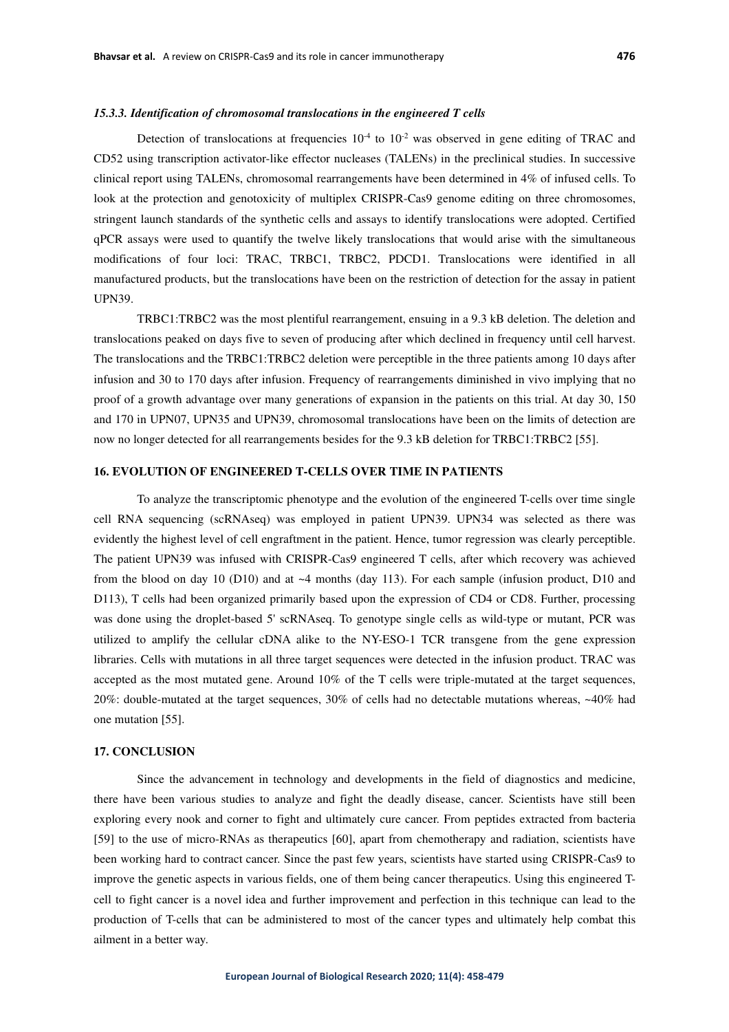### *15.3.3. Identification of chromosomal translocations in the engineered T cells*

Detection of translocations at frequencies $10^{-4}$ to $10^{-2}$ was observed in gene editing of TRAC and CD52 using transcription activator-like effector nucleases (TALENs) in the preclinical studies. In successive clinical report using TALENs, chromosomal rearrangements have been determined in 4% of infused cells. To look at the protection and genotoxicity of multiplex CRISPR-Cas9 genome editing on three chromosomes, stringent launch standards of the synthetic cells and assays to identify translocations were adopted. Certified qPCR assays were used to quantify the twelve likely translocations that would arise with the simultaneous modifications of four loci: TRAC, TRBC1, TRBC2, PDCD1. Translocations were identified in all manufactured products, but the translocations have been on the restriction of detection for the assay in patient UPN39.

TRBC1:TRBC2 was the most plentiful rearrangement, ensuing in a 9.3 kB deletion. The deletion and translocations peaked on days five to seven of producing after which declined in frequency until cell harvest. The translocations and the TRBC1:TRBC2 deletion were perceptible in the three patients among 10 days after infusion and 30 to 170 days after infusion. Frequency of rearrangements diminished in vivo implying that no proof of a growth advantage over many generations of expansion in the patients on this trial. At day 30, 150 and 170 in UPN07, UPN35 and UPN39, chromosomal translocations have been on the limits of detection are now no longer detected for all rearrangements besides for the 9.3 kB deletion for TRBC1:TRBC2 [55].

## 16. EVOLUTION OF ENGINEERED T-CELLS OVER TIME IN PATIENTS

To analyze the transcriptomic phenotype and the evolution of the engineered T-cells over time single cell RNA sequencing (scRNAseq) was employed in patient UPN39. UPN34 was selected as there was evidently the highest level of cell engraftment in the patient. Hence, tumor regression was clearly perceptible. The patient UPN39 was infused with CRISPR-Cas9 engineered T cells, after which recovery was achieved from the blood on day 10 (D10) and at ~4 months (day 113). For each sample (infusion product, D10 and D113), T cells had been organized primarily based upon the expression of CD4 or CD8. Further, processing was done using the droplet-based 5' scRNAseq. To genotype single cells as wild-type or mutant, PCR was utilized to amplify the cellular cDNA alike to the NY-ESO-1 TCR transgene from the gene expression libraries. Cells with mutations in all three target sequences were detected in the infusion product. TRAC was accepted as the most mutated gene. Around 10% of the T cells were triple-mutated at the target sequences, 20%: double-mutated at the target sequences, 30% of cells had no detectable mutations whereas, ~40% had one mutation [55].

## 17. CONCLUSION

Since the advancement in technology and developments in the field of diagnostics and medicine, there have been various studies to analyze and fight the deadly disease, cancer. Scientists have still been exploring every nook and corner to fight and ultimately cure cancer. From peptides extracted from bacteria [59] to the use of micro-RNAs as therapeutics [60], apart from chemotherapy and radiation, scientists have been working hard to contract cancer. Since the past few years, scientists have started using CRISPR-Cas9 to improve the genetic aspects in various fields, one of them being cancer therapeutics. Using this engineered T-cell to fight cancer is a novel idea and further improvement and perfection in this technique can lead to the production of T-cells that can be administered to most of the cancer types and ultimately help combat this ailment in a better way.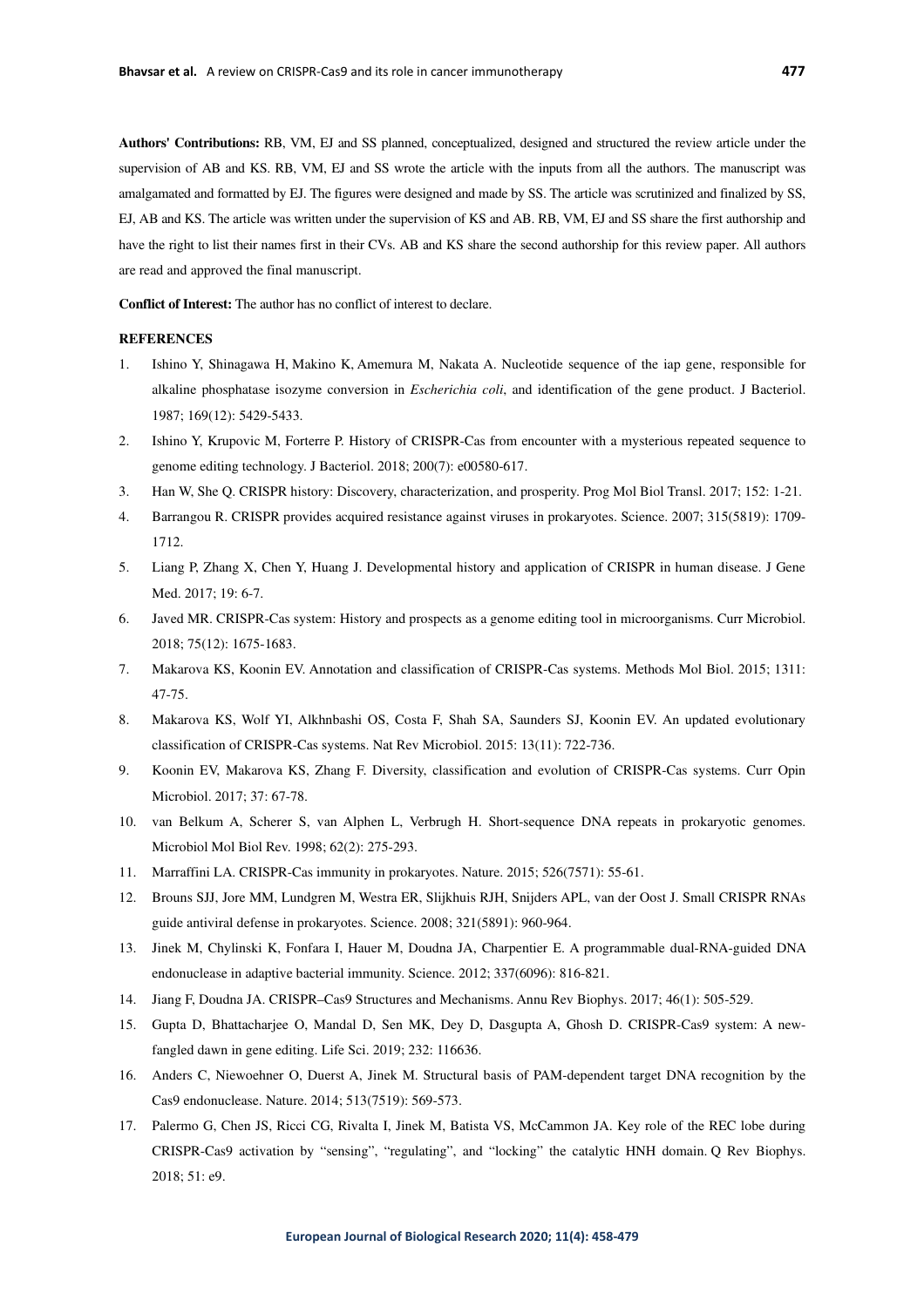**Authors' Contributions:** RB, VM, EJ and SS planned, conceptualized, designed and structured the review article under the supervision of AB and KS. RB, VM, EJ and SS wrote the article with the inputs from all the authors. The manuscript was amalgamated and formatted by EJ. The figures were designed and made by SS. The article was scrutinized and finalized by SS, EJ, AB and KS. The article was written under the supervision of KS and AB. RB, VM, EJ and SS share the first authorship and have the right to list their names first in their CVs. AB and KS share the second authorship for this review paper. All authors are read and approved the final manuscript.

**Conflict of Interest:** The author has no conflict of interest to declare.

**REFERENCES**

1. Ishino Y, Shinagawa H, Makino K, Amemura M, Nakata A. Nucleotide sequence of the iap gene, responsible for alkaline phosphatase isozyme conversion in *Escherichia coli*, and identification of the gene product. J Bacteriol. 1987; 169(12): 5429-5433.
2. Ishino Y, Krupovic M, Forterre P. History of CRISPR-Cas from encounter with a mysterious repeated sequence to genome editing technology. J Bacteriol. 2018; 200(7): e00580-617.
3. Han W, She Q. CRISPR history: Discovery, characterization, and prosperity. Prog Mol Biol Transl. 2017; 152: 1-21.
4. Barrangou R. CRISPR provides acquired resistance against viruses in prokaryotes. Science. 2007; 315(5819): 1709-1712.
5. Liang P, Zhang X, Chen Y, Huang J. Developmental history and application of CRISPR in human disease. J Gene Med. 2017; 19: 6-7.
6. Javed MR. CRISPR-Cas system: History and prospects as a genome editing tool in microorganisms. Curr Microbiol. 2018; 75(12): 1675-1683.
7. Makarova KS, Koonin EV. Annotation and classification of CRISPR-Cas systems. Methods Mol Biol. 2015; 1311: 47-75.
8. Makarova KS, Wolf YI, Alkhnbashi OS, Costa F, Shah SA, Saunders SJ, Koonin EV. An updated evolutionary classification of CRISPR-Cas systems. Nat Rev Microbiol. 2015: 13(11): 722-736.
9. Koonin EV, Makarova KS, Zhang F. Diversity, classification and evolution of CRISPR-Cas systems. Curr Opin Microbiol. 2017; 37: 67-78.
10. van Belkum A, Scherer S, van Alphen L, Verbrugh H. Short-sequence DNA repeats in prokaryotic genomes. Microbiol Mol Biol Rev. 1998; 62(2): 275-293.
11. Marraffini LA. CRISPR-Cas immunity in prokaryotes. Nature. 2015; 526(7571): 55-61.
12. Brouns SJJ, Jore MM, Lundgren M, Westra ER, Slijkhuis RJH, Snijders APL, van der Oost J. Small CRISPR RNAs guide antiviral defense in prokaryotes. Science. 2008; 321(5891): 960-964.
13. Jinek M, Chylinski K, Fonfara I, Hauer M, Doudna JA, Charpentier E. A programmable dual-RNA-guided DNA endonuclease in adaptive bacterial immunity. Science. 2012; 337(6096): 816-821.
14. Jiang F, Doudna JA. CRISPR–Cas9 Structures and Mechanisms. Annu Rev Biophys. 2017; 46(1): 505-529.
15. Gupta D, Bhattacharjee O, Mandal D, Sen MK, Dey D, Dasgupta A, Ghosh D. CRISPR-Cas9 system: A new-fangled dawn in gene editing. Life Sci. 2019; 232: 116636.
16. Anders C, Niewoehner O, Duerst A, Jinek M. Structural basis of PAM-dependent target DNA recognition by the Cas9 endonuclease. Nature. 2014; 513(7519): 569-573.
17. Palermo G, Chen JS, Ricci CG, Rivalta I, Jinek M, Batista VS, McCammon JA. Key role of the REC lobe during CRISPR-Cas9 activation by "sensing", "regulating", and "locking" the catalytic HNH domain. Q Rev Biophys. 2018; 51: e9.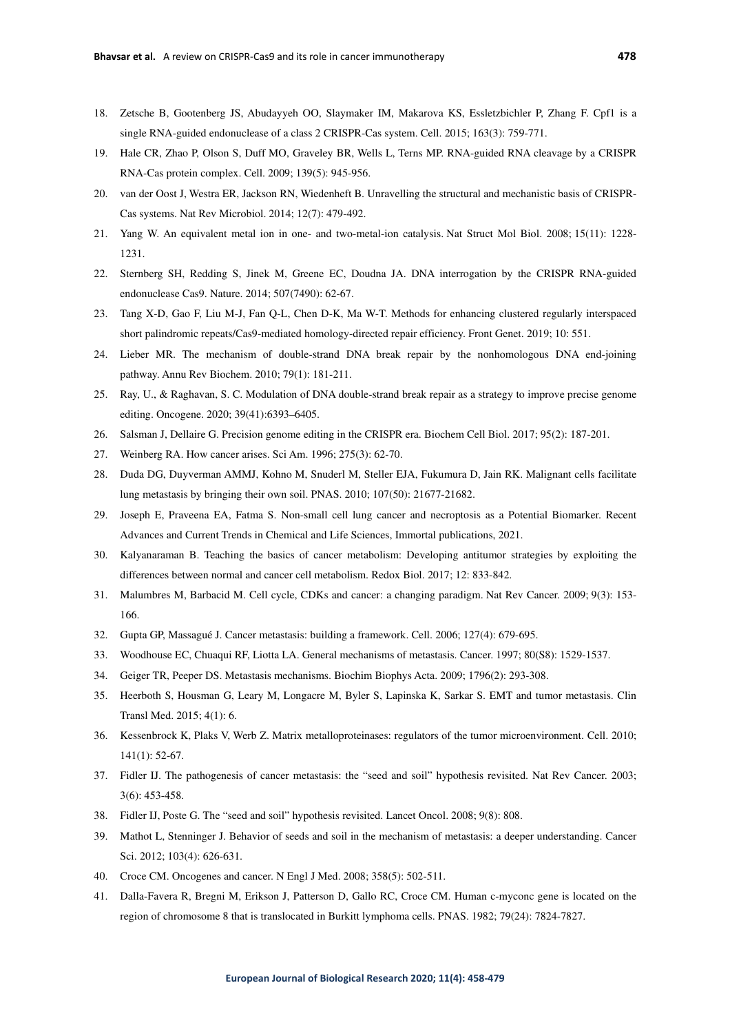18. Zetsche B, Gootenberg JS, Abudayyeh OO, Slaymaker IM, Makarova KS, Essletzbichler P, Zhang F. Cpf1 is a single RNA-guided endonuclease of a class 2 CRISPR-Cas system. Cell. 2015; 163(3): 759-771.
19. Hale CR, Zhao P, Olson S, Duff MO, Graveley BR, Wells L, Terns MP. RNA-guided RNA cleavage by a CRISPR RNA-Cas protein complex. Cell. 2009; 139(5): 945-956.
20. van der Oost J, Westra ER, Jackson RN, Wiedenheft B. Unravelling the structural and mechanistic basis of CRISPR-Cas systems. Nat Rev Microbiol. 2014; 12(7): 479-492.
21. Yang W. An equivalent metal ion in one- and two-metal-ion catalysis. Nat Struct Mol Biol. 2008; 15(11): 1228-1231.
22. Sternberg SH, Redding S, Jinek M, Greene EC, Doudna JA. DNA interrogation by the CRISPR RNA-guided endonuclease Cas9. Nature. 2014; 507(7490): 62-67.
23. Tang X-D, Gao F, Liu M-J, Fan Q-L, Chen D-K, Ma W-T. Methods for enhancing clustered regularly interspaced short palindromic repeats/Cas9-mediated homology-directed repair efficiency. Front Genet. 2019; 10: 551.
24. Lieber MR. The mechanism of double-strand DNA break repair by the nonhomologous DNA end-joining pathway. Annu Rev Biochem. 2010; 79(1): 181-211.
25. Ray, U., & Raghavan, S. C. Modulation of DNA double-strand break repair as a strategy to improve precise genome editing. Oncogene. 2020; 39(41):6393–6405.
26. Salsman J, Dellaire G. Precision genome editing in the CRISPR era. Biochem Cell Biol. 2017; 95(2): 187-201.
27. Weinberg RA. How cancer arises. Sci Am. 1996; 275(3): 62-70.
28. Duda DG, Duyverman AMMJ, Kohno M, Snuderl M, Steller EJA, Fukumura D, Jain RK. Malignant cells facilitate lung metastasis by bringing their own soil. PNAS. 2010; 107(50): 21677-21682.
29. Joseph E, Praveena EA, Fatma S. Non-small cell lung cancer and necroptosis as a Potential Biomarker. Recent Advances and Current Trends in Chemical and Life Sciences, Immortal publications, 2021.
30. Kalyanaraman B. Teaching the basics of cancer metabolism: Developing antitumor strategies by exploiting the differences between normal and cancer cell metabolism. Redox Biol. 2017; 12: 833-842.
31. Malumbres M, Barbacid M. Cell cycle, CDKs and cancer: a changing paradigm. Nat Rev Cancer. 2009; 9(3): 153-166.
32. Gupta GP, Massagué J. Cancer metastasis: building a framework. Cell. 2006; 127(4): 679-695.
33. Woodhouse EC, Chuaqui RF, Liotta LA. General mechanisms of metastasis. Cancer. 1997; 80(S8): 1529-1537.
34. Geiger TR, Peeper DS. Metastasis mechanisms. Biochim Biophys Acta. 2009; 1796(2): 293-308.
35. Heerboth S, Housman G, Leary M, Longacre M, Byler S, Lapinska K, Sarkar S. EMT and tumor metastasis. Clin Transl Med. 2015; 4(1): 6.
36. Kessenbrock K, Plaks V, Werb Z. Matrix metalloproteinases: regulators of the tumor microenvironment. Cell. 2010; 141(1): 52-67.
37. Fidler IJ. The pathogenesis of cancer metastasis: the "seed and soil" hypothesis revisited. Nat Rev Cancer. 2003; 3(6): 453-458.
38. Fidler IJ, Poste G. The "seed and soil" hypothesis revisited. Lancet Oncol. 2008; 9(8): 808.
39. Mathot L, Stenninger J. Behavior of seeds and soil in the mechanism of metastasis: a deeper understanding. Cancer Sci. 2012; 103(4): 626-631.
40. Croce CM. Oncogenes and cancer. N Engl J Med. 2008; 358(5): 502-511.
41. Dalla-Favera R, Bregni M, Erikson J, Patterson D, Gallo RC, Croce CM. Human c-myconc gene is located on the region of chromosome 8 that is translocated in Burkitt lymphoma cells. PNAS. 1982; 79(24): 7824-7827.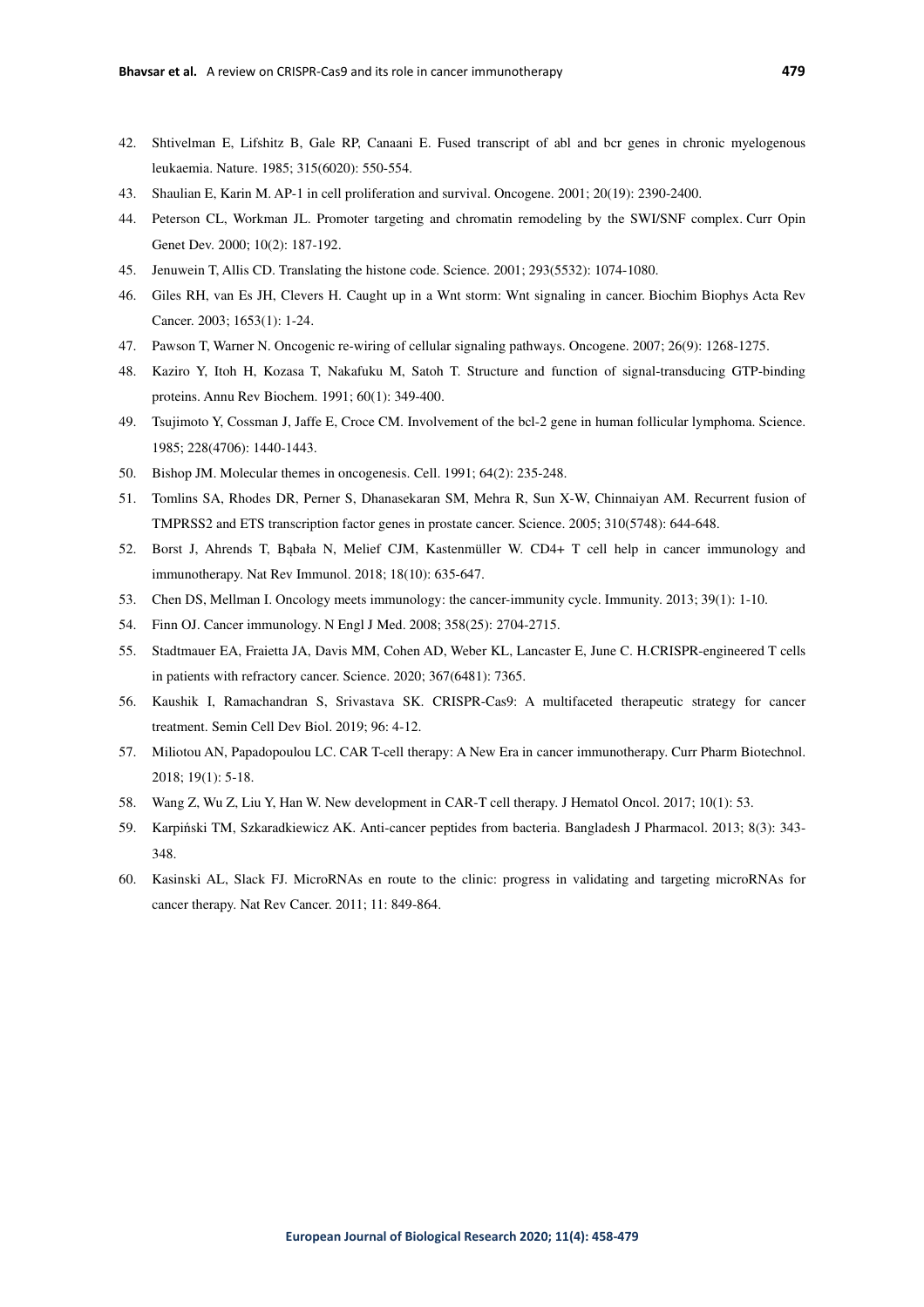42. Shtivelman E, Lifshitz B, Gale RP, Canaani E. Fused transcript of abl and bcr genes in chronic myelogenous leukaemia. Nature. 1985; 315(6020): 550-554.
43. Shaulian E, Karin M. AP-1 in cell proliferation and survival. Oncogene. 2001; 20(19): 2390-2400.
44. Peterson CL, Workman JL. Promoter targeting and chromatin remodeling by the SWI/SNF complex. Curr Opin Genet Dev. 2000; 10(2): 187-192.
45. Jenuwein T, Allis CD. Translating the histone code. Science. 2001; 293(5532): 1074-1080.
46. Giles RH, van Es JH, Clevers H. Caught up in a Wnt storm: Wnt signaling in cancer. Biochim Biophys Acta Rev Cancer. 2003; 1653(1): 1-24.
47. Pawson T, Warner N. Oncogenic re-wiring of cellular signaling pathways. Oncogene. 2007; 26(9): 1268-1275.
48. Kaziro Y, Itoh H, Kozasa T, Nakafuku M, Satoh T. Structure and function of signal-transducing GTP-binding proteins. Annu Rev Biochem. 1991; 60(1): 349-400.
49. Tsujimoto Y, Cossman J, Jaffe E, Croce CM. Involvement of the bcl-2 gene in human follicular lymphoma. Science. 1985; 228(4706): 1440-1443.
50. Bishop JM. Molecular themes in oncogenesis. Cell. 1991; 64(2): 235-248.
51. Tomlins SA, Rhodes DR, Perner S, Dhanasekaran SM, Mehra R, Sun X-W, Chinnaiyan AM. Recurrent fusion of TMPRSS2 and ETS transcription factor genes in prostate cancer. Science. 2005; 310(5748): 644-648.
52. Borst J, Ahrends T, Bąbała N, Melief CJM, Kastenmüller W. CD4+ T cell help in cancer immunology and immunotherapy. Nat Rev Immunol. 2018; 18(10): 635-647.
53. Chen DS, Mellman I. Oncology meets immunology: the cancer-immunity cycle. Immunity. 2013; 39(1): 1-10.
54. Finn OJ. Cancer immunology. N Engl J Med. 2008; 358(25): 2704-2715.
55. Stadtmauer EA, Fraietta JA, Davis MM, Cohen AD, Weber KL, Lancaster E, June C. H.CRISPR-engineered T cells in patients with refractory cancer. Science. 2020; 367(6481): 7365.
56. Kaushik I, Ramachandran S, Srivastava SK. CRISPR-Cas9: A multifaceted therapeutic strategy for cancer treatment. Semin Cell Dev Biol. 2019; 96: 4-12.
57. Miliotou AN, Papadopoulou LC. CAR T-cell therapy: A New Era in cancer immunotherapy. Curr Pharm Biotechnol. 2018; 19(1): 5-18.
58. Wang Z, Wu Z, Liu Y, Han W. New development in CAR-T cell therapy. J Hematol Oncol. 2017; 10(1): 53.
59. Karpiński TM, Szkaradkiewicz AK. Anti-cancer peptides from bacteria. Bangladesh J Pharmacol. 2013; 8(3): 343-348.
60. Kasinski AL, Slack FJ. MicroRNAs en route to the clinic: progress in validating and targeting microRNAs for cancer therapy. Nat Rev Cancer. 2011; 11: 849-864.